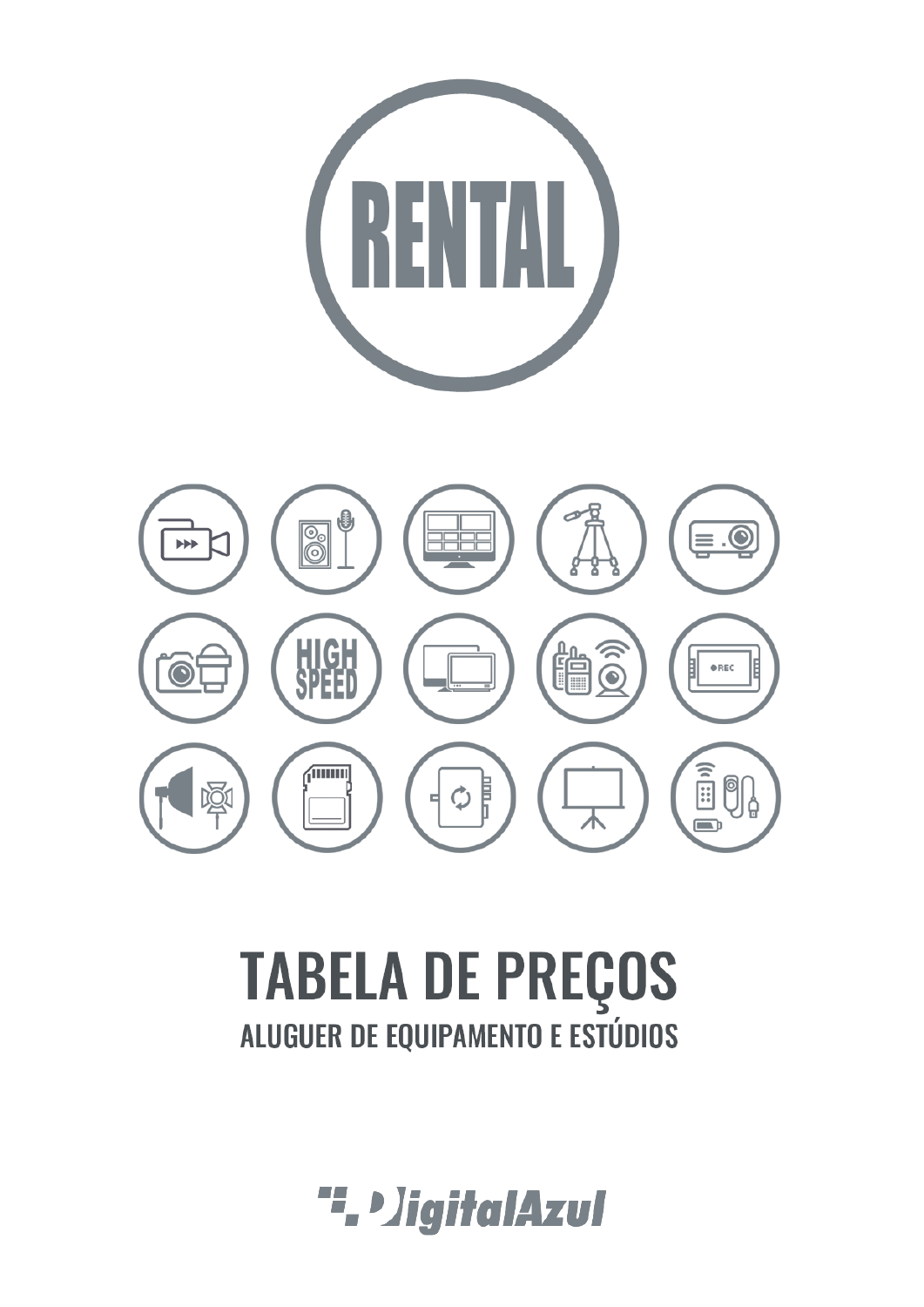# RENTAL

# TABELA DE PREÇOS

## ALUGUER DE EQUIPAMENTO E ESTÚDIOS

DigitalAzul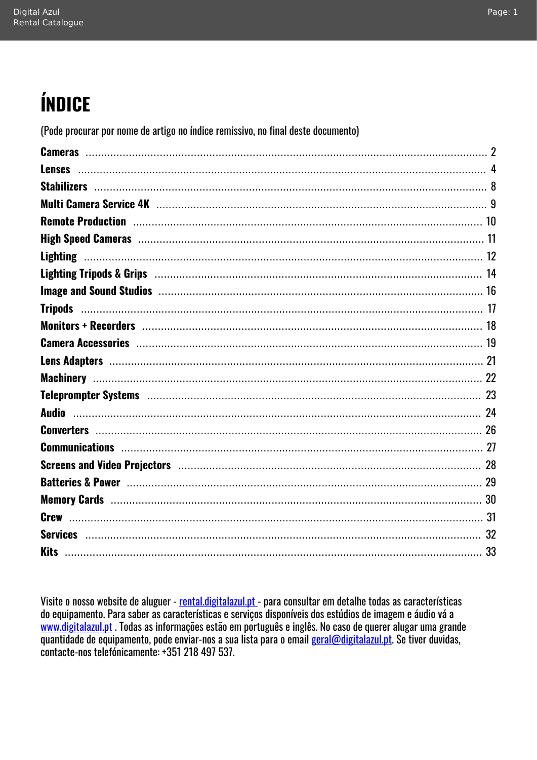# ÍNDICE

(Pode procurar por nome de artigo no índice remissivo, no final deste documento)

**Cameras** ........ 2
**Lenses** ........ 4
**Stabilizers** ........ 8
**Multi Camera Service 4K** ........ 9
**Remote Production** ........ 10
**High Speed Cameras** ........ 11
**Lighting** ........ 12
**Lighting Tripods & Grips** ........ 14
**Image and Sound Studios** ........ 16
**Tripods** ........ 17
**Monitors + Recorders** ........ 18
**Camera Accessories** ........ 19
**Lens Adapters** ........ 21
**Machinery** ........ 22
**Teleprompter Systems** ........ 23
**Audio** ........ 24
**Converters** ........ 26
**Communications** ........ 27
**Screens and Video Projectors** ........ 28
**Batteries & Power** ........ 29
**Memory Cards** ........ 30
**Crew** ........ 31
**Services** ........ 32
**Kits** ........ 33

Visite o nosso website de aluguer - rental.digitalazul.pt - para consultar em detalhe todas as características do equipamento. Para saber as características e serviços disponíveis dos estúdios de imagem e áudio vá a www.digitalazul.pt . Todas as informações estão em português e inglês. No caso de querer alugar uma grande quantidade de equipamento, pode enviar-nos a sua lista para o email geral@digitalazul.pt. Se tiver duvidas, contacte-nos telefónicamente: +351 218 497 537.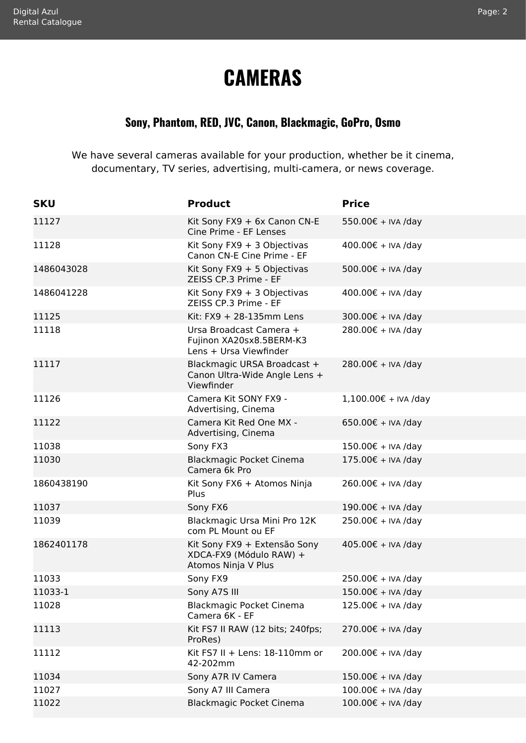# CAMERAS

## Sony, Phantom, RED, JVC, Canon, Blackmagic, GoPro, Osmo

We have several cameras available for your production, whether be it cinema, documentary, TV series, advertising, multi-camera, or news coverage.

| SKU | Product | Price |
|---|---|---|
| 11127 | Kit Sony FX9 + 6x Canon CN-E Cine Prime - EF Lenses | 550.00€ + IVA /day |
| 11128 | Kit Sony FX9 + 3 Objectivas Canon CN-E Cine Prime - EF | 400.00€ + IVA /day |
| 1486043028 | Kit Sony FX9 + 5 Objectivas ZEISS CP.3 Prime - EF | 500.00€ + IVA /day |
| 1486041228 | Kit Sony FX9 + 3 Objectivas ZEISS CP.3 Prime - EF | 400.00€ + IVA /day |
| 11125 | Kit: FX9 + 28-135mm Lens | 300.00€ + IVA /day |
| 11118 | Ursa Broadcast Camera + Fujinon XA20sx8.5BERM-K3 Lens + Ursa Viewfinder | 280.00€ + IVA /day |
| 11117 | Blackmagic URSA Broadcast + Canon Ultra-Wide Angle Lens + Viewfinder | 280.00€ + IVA /day |
| 11126 | Camera Kit SONY FX9 - Advertising, Cinema | 1,100.00€ + IVA /day |
| 11122 | Camera Kit Red One MX - Advertising, Cinema | 650.00€ + IVA /day |
| 11038 | Sony FX3 | 150.00€ + IVA /day |
| 11030 | Blackmagic Pocket Cinema Camera 6k Pro | 175.00€ + IVA /day |
| 1860438190 | Kit Sony FX6 + Atomos Ninja Plus | 260.00€ + IVA /day |
| 11037 | Sony FX6 | 190.00€ + IVA /day |
| 11039 | Blackmagic Ursa Mini Pro 12K com PL Mount ou EF | 250.00€ + IVA /day |
| 1862401178 | Kit Sony FX9 + Extensão Sony XDCA-FX9 (Módulo RAW) + Atomos Ninja V Plus | 405.00€ + IVA /day |
| 11033 | Sony FX9 | 250.00€ + IVA /day |
| 11033-1 | Sony A7S III | 150.00€ + IVA /day |
| 11028 | Blackmagic Pocket Cinema Camera 6K - EF | 125.00€ + IVA /day |
| 11113 | Kit FS7 II RAW (12 bits; 240fps; ProRes) | 270.00€ + IVA /day |
| 11112 | Kit FS7 II + Lens: 18-110mm or 42-202mm | 200.00€ + IVA /day |
| 11034 | Sony A7R IV Camera | 150.00€ + IVA /day |
| 11027 | Sony A7 III Camera | 100.00€ + IVA /day |
| 11022 | Blackmagic Pocket Cinema | 100.00€ + IVA /day |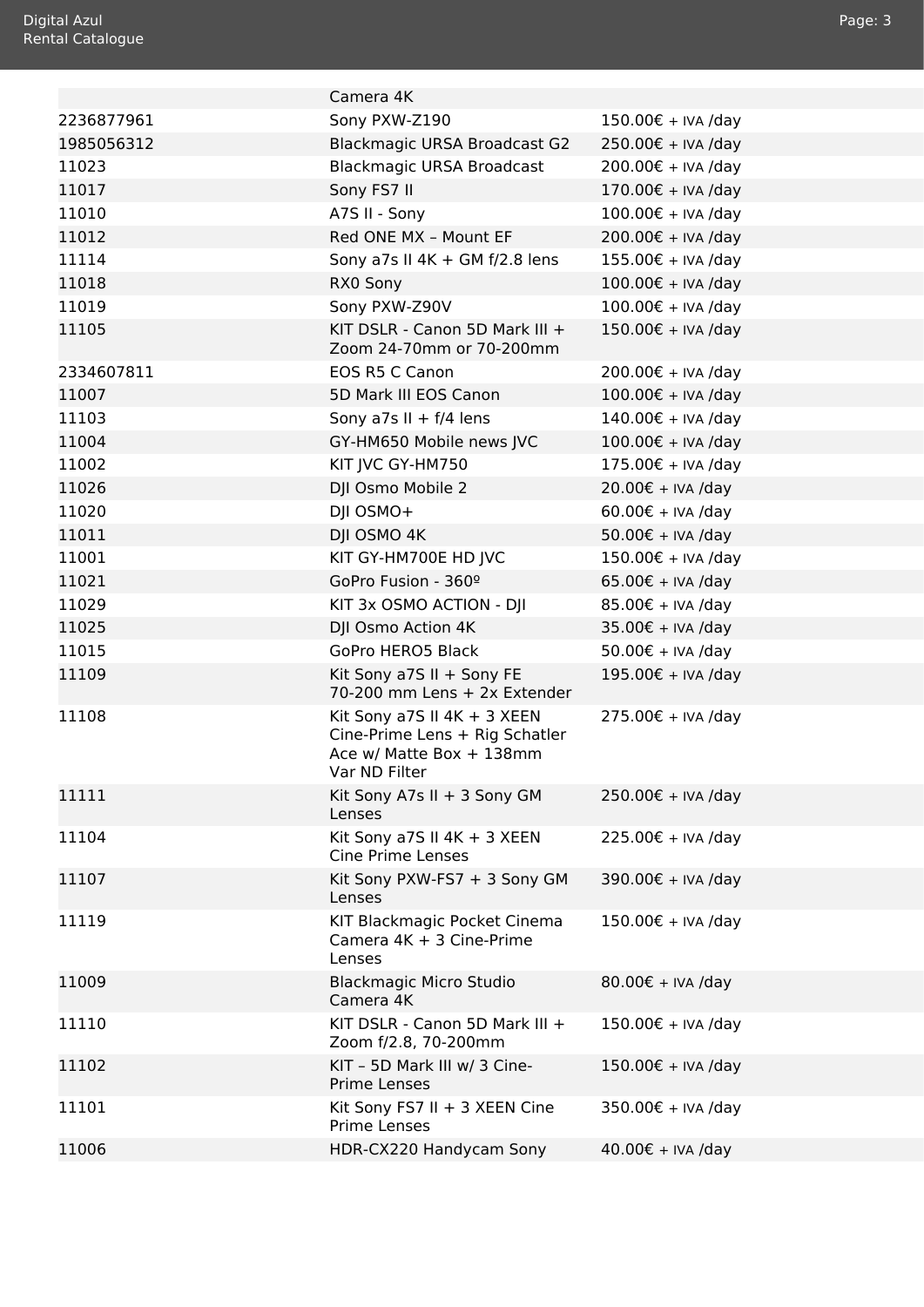| | | |
|---|---|---|
| | Camera 4K | |
| 2236877961 | Sony PXW-Z190 | 150.00€ + IVA /day |
| 1985056312 | Blackmagic URSA Broadcast G2 | 250.00€ + IVA /day |
| 11023 | Blackmagic URSA Broadcast | 200.00€ + IVA /day |
| 11017 | Sony FS7 II | 170.00€ + IVA /day |
| 11010 | A7S II - Sony | 100.00€ + IVA /day |
| 11012 | Red ONE MX – Mount EF | 200.00€ + IVA /day |
| 11114 | Sony a7s II 4K + GM f/2.8 lens | 155.00€ + IVA /day |
| 11018 | RX0 Sony | 100.00€ + IVA /day |
| 11019 | Sony PXW-Z90V | 100.00€ + IVA /day |
| 11105 | KIT DSLR - Canon 5D Mark III + Zoom 24-70mm or 70-200mm | 150.00€ + IVA /day |
| 2334607811 | EOS R5 C Canon | 200.00€ + IVA /day |
| 11007 | 5D Mark III EOS Canon | 100.00€ + IVA /day |
| 11103 | Sony a7s II + f/4 lens | 140.00€ + IVA /day |
| 11004 | GY-HM650 Mobile news JVC | 100.00€ + IVA /day |
| 11002 | KIT JVC GY-HM750 | 175.00€ + IVA /day |
| 11026 | DJI Osmo Mobile 2 | 20.00€ + IVA /day |
| 11020 | DJI OSMO+ | 60.00€ + IVA /day |
| 11011 | DJI OSMO 4K | 50.00€ + IVA /day |
| 11001 | KIT GY-HM700E HD JVC | 150.00€ + IVA /day |
| 11021 | GoPro Fusion - 360º | 65.00€ + IVA /day |
| 11029 | KIT 3x OSMO ACTION - DJI | 85.00€ + IVA /day |
| 11025 | DJI Osmo Action 4K | 35.00€ + IVA /day |
| 11015 | GoPro HERO5 Black | 50.00€ + IVA /day |
| 11109 | Kit Sony a7S II + Sony FE 70-200 mm Lens + 2x Extender | 195.00€ + IVA /day |
| 11108 | Kit Sony a7S II 4K + 3 XEEN Cine-Prime Lens + Rig Schatler Ace w/ Matte Box + 138mm Var ND Filter | 275.00€ + IVA /day |
| 11111 | Kit Sony A7s II + 3 Sony GM Lenses | 250.00€ + IVA /day |
| 11104 | Kit Sony a7S II 4K + 3 XEEN Cine Prime Lenses | 225.00€ + IVA /day |
| 11107 | Kit Sony PXW-FS7 + 3 Sony GM Lenses | 390.00€ + IVA /day |
| 11119 | KIT Blackmagic Pocket Cinema Camera 4K + 3 Cine-Prime Lenses | 150.00€ + IVA /day |
| 11009 | Blackmagic Micro Studio Camera 4K | 80.00€ + IVA /day |
| 11110 | KIT DSLR - Canon 5D Mark III + Zoom f/2.8, 70-200mm | 150.00€ + IVA /day |
| 11102 | KIT – 5D Mark III w/ 3 Cine-Prime Lenses | 150.00€ + IVA /day |
| 11101 | Kit Sony FS7 II + 3 XEEN Cine Prime Lenses | 350.00€ + IVA /day |
| 11006 | HDR-CX220 Handycam Sony | 40.00€ + IVA /day |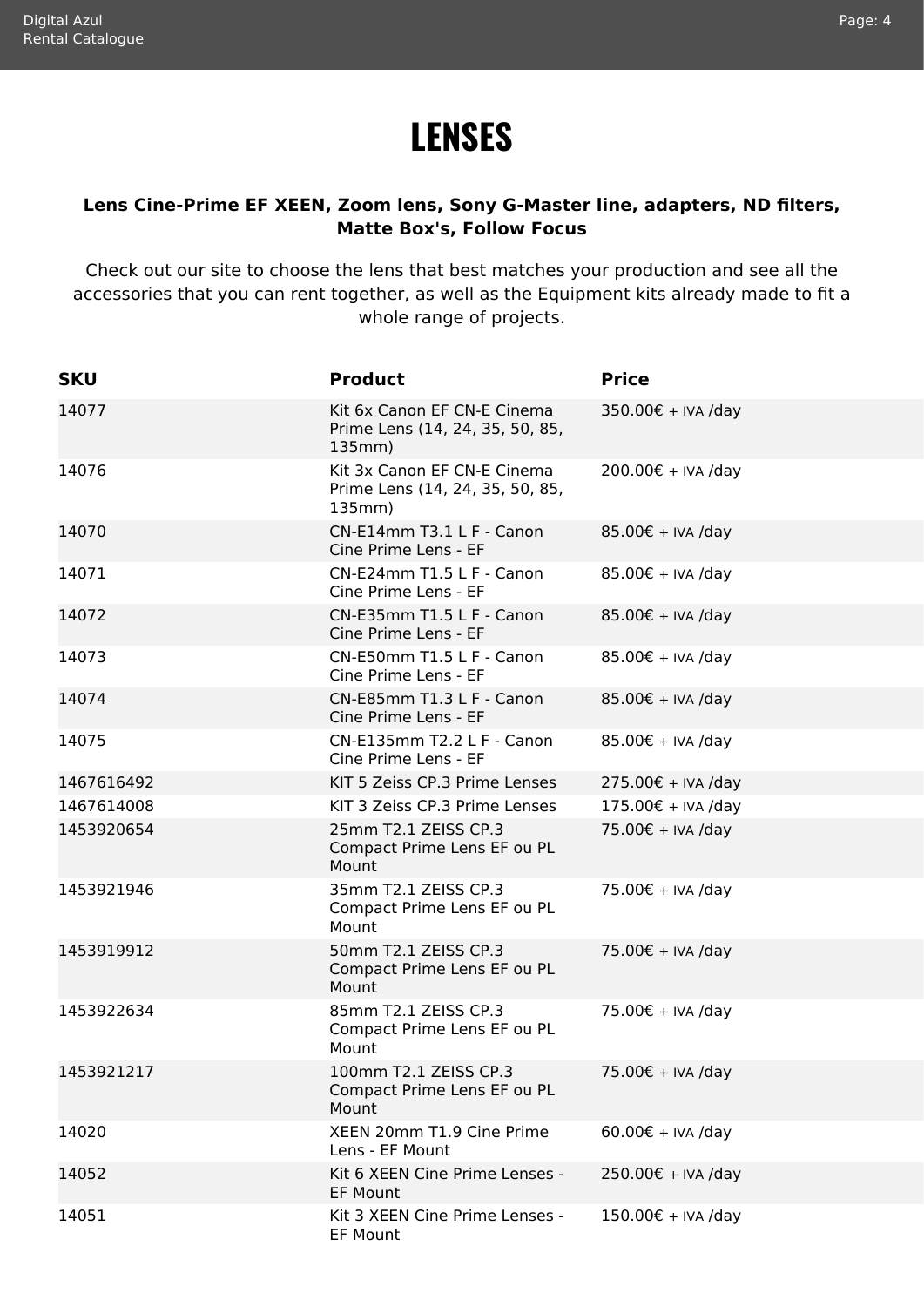# LENSES

**Lens Cine-Prime EF XEEN, Zoom lens, Sony G-Master line, adapters, ND filters, Matte Box's, Follow Focus**

Check out our site to choose the lens that best matches your production and see all the accessories that you can rent together, as well as the Equipment kits already made to fit a whole range of projects.

| SKU | Product | Price |
| --- | --- | --- |
| 14077 | Kit 6x Canon EF CN-E Cinema Prime Lens (14, 24, 35, 50, 85, 135mm) | 350.00€ + IVA /day |
| 14076 | Kit 3x Canon EF CN-E Cinema Prime Lens (14, 24, 35, 50, 85, 135mm) | 200.00€ + IVA /day |
| 14070 | CN-E14mm T3.1 L F - Canon Cine Prime Lens - EF | 85.00€ + IVA /day |
| 14071 | CN-E24mm T1.5 L F - Canon Cine Prime Lens - EF | 85.00€ + IVA /day |
| 14072 | CN-E35mm T1.5 L F - Canon Cine Prime Lens - EF | 85.00€ + IVA /day |
| 14073 | CN-E50mm T1.5 L F - Canon Cine Prime Lens - EF | 85.00€ + IVA /day |
| 14074 | CN-E85mm T1.3 L F - Canon Cine Prime Lens - EF | 85.00€ + IVA /day |
| 14075 | CN-E135mm T2.2 L F - Canon Cine Prime Lens - EF | 85.00€ + IVA /day |
| 1467616492 | KIT 5 Zeiss CP.3 Prime Lenses | 275.00€ + IVA /day |
| 1467614008 | KIT 3 Zeiss CP.3 Prime Lenses | 175.00€ + IVA /day |
| 1453920654 | 25mm T2.1 ZEISS CP.3 Compact Prime Lens EF ou PL Mount | 75.00€ + IVA /day |
| 1453921946 | 35mm T2.1 ZEISS CP.3 Compact Prime Lens EF ou PL Mount | 75.00€ + IVA /day |
| 1453919912 | 50mm T2.1 ZEISS CP.3 Compact Prime Lens EF ou PL Mount | 75.00€ + IVA /day |
| 1453922634 | 85mm T2.1 ZEISS CP.3 Compact Prime Lens EF ou PL Mount | 75.00€ + IVA /day |
| 1453921217 | 100mm T2.1 ZEISS CP.3 Compact Prime Lens EF ou PL Mount | 75.00€ + IVA /day |
| 14020 | XEEN 20mm T1.9 Cine Prime Lens - EF Mount | 60.00€ + IVA /day |
| 14052 | Kit 6 XEEN Cine Prime Lenses - EF Mount | 250.00€ + IVA /day |
| 14051 | Kit 3 XEEN Cine Prime Lenses - EF Mount | 150.00€ + IVA /day |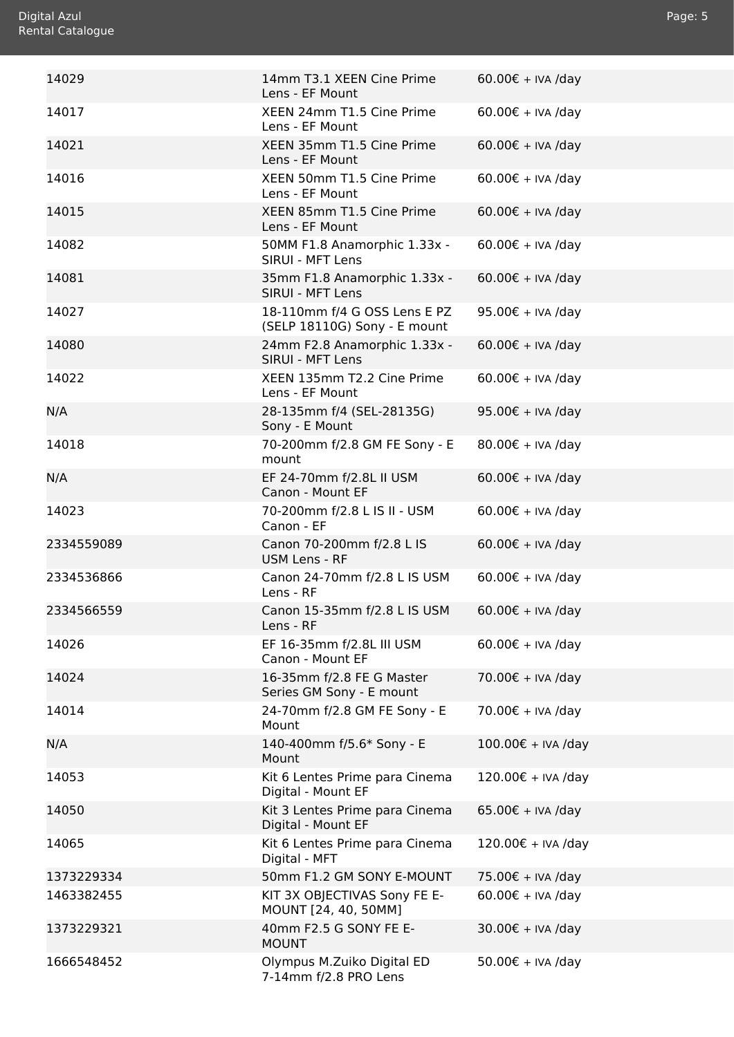| | | |
|---|---|---|
| 14029 | 14mm T3.1 XEEN Cine Prime Lens - EF Mount | 60.00€ + IVA /day |
| 14017 | XEEN 24mm T1.5 Cine Prime Lens - EF Mount | 60.00€ + IVA /day |
| 14021 | XEEN 35mm T1.5 Cine Prime Lens - EF Mount | 60.00€ + IVA /day |
| 14016 | XEEN 50mm T1.5 Cine Prime Lens - EF Mount | 60.00€ + IVA /day |
| 14015 | XEEN 85mm T1.5 Cine Prime Lens - EF Mount | 60.00€ + IVA /day |
| 14082 | 50MM F1.8 Anamorphic 1.33x - SIRUI - MFT Lens | 60.00€ + IVA /day |
| 14081 | 35mm F1.8 Anamorphic 1.33x - SIRUI - MFT Lens | 60.00€ + IVA /day |
| 14027 | 18-110mm f/4 G OSS Lens E PZ (SELP 18110G) Sony - E mount | 95.00€ + IVA /day |
| 14080 | 24mm F2.8 Anamorphic 1.33x - SIRUI - MFT Lens | 60.00€ + IVA /day |
| 14022 | XEEN 135mm T2.2 Cine Prime Lens - EF Mount | 60.00€ + IVA /day |
| N/A | 28-135mm f/4 (SEL-28135G) Sony - E Mount | 95.00€ + IVA /day |
| 14018 | 70-200mm f/2.8 GM FE Sony - E mount | 80.00€ + IVA /day |
| N/A | EF 24-70mm f/2.8L II USM Canon - Mount EF | 60.00€ + IVA /day |
| 14023 | 70-200mm f/2.8 L IS II - USM Canon - EF | 60.00€ + IVA /day |
| 2334559089 | Canon 70-200mm f/2.8 L IS USM Lens - RF | 60.00€ + IVA /day |
| 2334536866 | Canon 24-70mm f/2.8 L IS USM Lens - RF | 60.00€ + IVA /day |
| 2334566559 | Canon 15-35mm f/2.8 L IS USM Lens - RF | 60.00€ + IVA /day |
| 14026 | EF 16-35mm f/2.8L III USM Canon - Mount EF | 60.00€ + IVA /day |
| 14024 | 16-35mm f/2.8 FE G Master Series GM Sony - E mount | 70.00€ + IVA /day |
| 14014 | 24-70mm f/2.8 GM FE Sony - E Mount | 70.00€ + IVA /day |
| N/A | 140-400mm f/5.6* Sony - E Mount | 100.00€ + IVA /day |
| 14053 | Kit 6 Lentes Prime para Cinema Digital - Mount EF | 120.00€ + IVA /day |
| 14050 | Kit 3 Lentes Prime para Cinema Digital - Mount EF | 65.00€ + IVA /day |
| 14065 | Kit 6 Lentes Prime para Cinema Digital - MFT | 120.00€ + IVA /day |
| 1373229334 | 50mm F1.2 GM SONY E-MOUNT | 75.00€ + IVA /day |
| 1463382455 | KIT 3X OBJECTIVAS Sony FE E-MOUNT [24, 40, 50MM] | 60.00€ + IVA /day |
| 1373229321 | 40mm F2.5 G SONY FE E-MOUNT | 30.00€ + IVA /day |
| 1666548452 | Olympus M.Zuiko Digital ED 7-14mm f/2.8 PRO Lens | 50.00€ + IVA /day |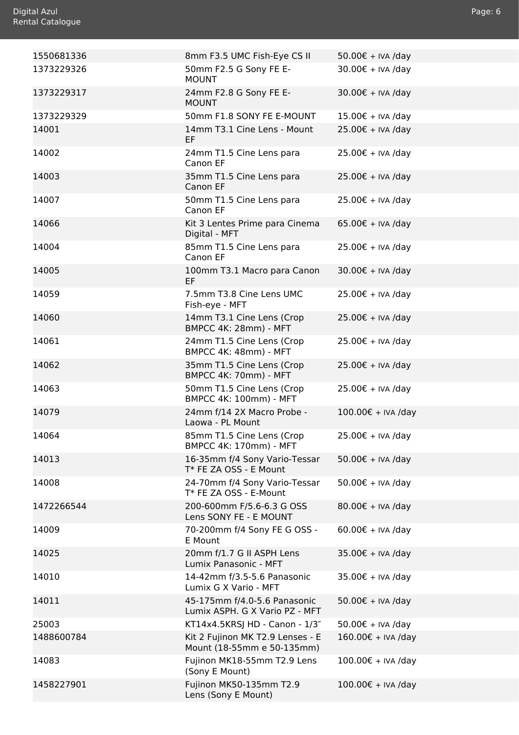| | | |
|---|---|---|
| 1550681336 | 8mm F3.5 UMC Fish-Eye CS II | 50.00€ + IVA /day |
| 1373229326 | 50mm F2.5 G Sony FE E-MOUNT | 30.00€ + IVA /day |
| 1373229317 | 24mm F2.8 G Sony FE E-MOUNT | 30.00€ + IVA /day |
| 1373229329 | 50mm F1.8 SONY FE E-MOUNT | 15.00€ + IVA /day |
| 14001 | 14mm T3.1 Cine Lens - Mount EF | 25.00€ + IVA /day |
| 14002 | 24mm T1.5 Cine Lens para Canon EF | 25.00€ + IVA /day |
| 14003 | 35mm T1.5 Cine Lens para Canon EF | 25.00€ + IVA /day |
| 14007 | 50mm T1.5 Cine Lens para Canon EF | 25.00€ + IVA /day |
| 14066 | Kit 3 Lentes Prime para Cinema Digital - MFT | 65.00€ + IVA /day |
| 14004 | 85mm T1.5 Cine Lens para Canon EF | 25.00€ + IVA /day |
| 14005 | 100mm T3.1 Macro para Canon EF | 30.00€ + IVA /day |
| 14059 | 7.5mm T3.8 Cine Lens UMC Fish-eye - MFT | 25.00€ + IVA /day |
| 14060 | 14mm T3.1 Cine Lens (Crop BMPCC 4K: 28mm) - MFT | 25.00€ + IVA /day |
| 14061 | 24mm T1.5 Cine Lens (Crop BMPCC 4K: 48mm) - MFT | 25.00€ + IVA /day |
| 14062 | 35mm T1.5 Cine Lens (Crop BMPCC 4K: 70mm) - MFT | 25.00€ + IVA /day |
| 14063 | 50mm T1.5 Cine Lens (Crop BMPCC 4K: 100mm) - MFT | 25.00€ + IVA /day |
| 14079 | 24mm f/14 2X Macro Probe - Laowa - PL Mount | 100.00€ + IVA /day |
| 14064 | 85mm T1.5 Cine Lens (Crop BMPCC 4K: 170mm) - MFT | 25.00€ + IVA /day |
| 14013 | 16-35mm f/4 Sony Vario-Tessar T* FE ZA OSS - E Mount | 50.00€ + IVA /day |
| 14008 | 24-70mm f/4 Sony Vario-Tessar T* FE ZA OSS - E-Mount | 50.00€ + IVA /day |
| 1472266544 | 200-600mm F/5.6-6.3 G OSS Lens SONY FE - E MOUNT | 80.00€ + IVA /day |
| 14009 | 70-200mm f/4 Sony FE G OSS - E Mount | 60.00€ + IVA /day |
| 14025 | 20mm f/1.7 G II ASPH Lens Lumix Panasonic - MFT | 35.00€ + IVA /day |
| 14010 | 14-42mm f/3.5-5.6 Panasonic Lumix G X Vario - MFT | 35.00€ + IVA /day |
| 14011 | 45-175mm f/4.0-5.6 Panasonic Lumix ASPH. G X Vario PZ - MFT | 50.00€ + IVA /day |
| 25003 | KT14x4.5KRSJ HD - Canon - 1/3″ | 50.00€ + IVA /day |
| 1488600784 | Kit 2 Fujinon MK T2.9 Lenses - E Mount (18-55mm e 50-135mm) | 160.00€ + IVA /day |
| 14083 | Fujinon MK18-55mm T2.9 Lens (Sony E Mount) | 100.00€ + IVA /day |
| 1458227901 | Fujinon MK50-135mm T2.9 Lens (Sony E Mount) | 100.00€ + IVA /day |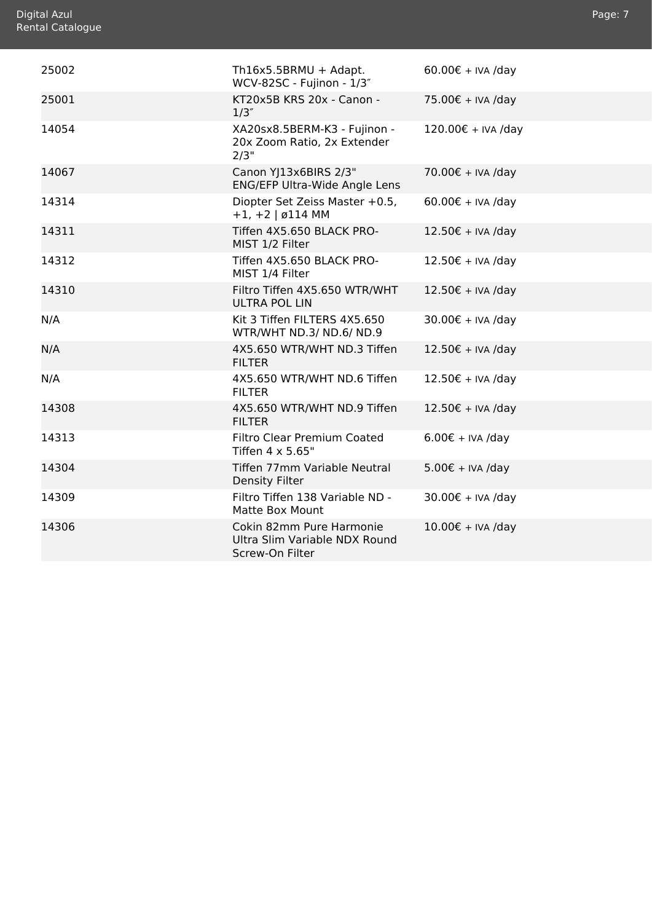| | | |
|---|---|---|
| 25002 | Th16x5.5BRMU + Adapt. WCV-82SC - Fujinon - 1/3″ | 60.00€ + IVA /day |
| 25001 | KT20x5B KRS 20x - Canon - 1/3″ | 75.00€ + IVA /day |
| 14054 | XA20sx8.5BERM-K3 - Fujinon - 20x Zoom Ratio, 2x Extender 2/3" | 120.00€ + IVA /day |
| 14067 | Canon YJ13x6BIRS 2/3" ENG/EFP Ultra-Wide Angle Lens | 70.00€ + IVA /day |
| 14314 | Diopter Set Zeiss Master +0.5, +1, +2 \| ø114 MM | 60.00€ + IVA /day |
| 14311 | Tiffen 4X5.650 BLACK PRO-MIST 1/2 Filter | 12.50€ + IVA /day |
| 14312 | Tiffen 4X5.650 BLACK PRO-MIST 1/4 Filter | 12.50€ + IVA /day |
| 14310 | Filtro Tiffen 4X5.650 WTR/WHT ULTRA POL LIN | 12.50€ + IVA /day |
| N/A | Kit 3 Tiffen FILTERS 4X5.650 WTR/WHT ND.3/ ND.6/ ND.9 | 30.00€ + IVA /day |
| N/A | 4X5.650 WTR/WHT ND.3 Tiffen FILTER | 12.50€ + IVA /day |
| N/A | 4X5.650 WTR/WHT ND.6 Tiffen FILTER | 12.50€ + IVA /day |
| 14308 | 4X5.650 WTR/WHT ND.9 Tiffen FILTER | 12.50€ + IVA /day |
| 14313 | Filtro Clear Premium Coated Tiffen 4 x 5.65" | 6.00€ + IVA /day |
| 14304 | Tiffen 77mm Variable Neutral Density Filter | 5.00€ + IVA /day |
| 14309 | Filtro Tiffen 138 Variable ND - Matte Box Mount | 30.00€ + IVA /day |
| 14306 | Cokin 82mm Pure Harmonie Ultra Slim Variable NDX Round Screw-On Filter | 10.00€ + IVA /day |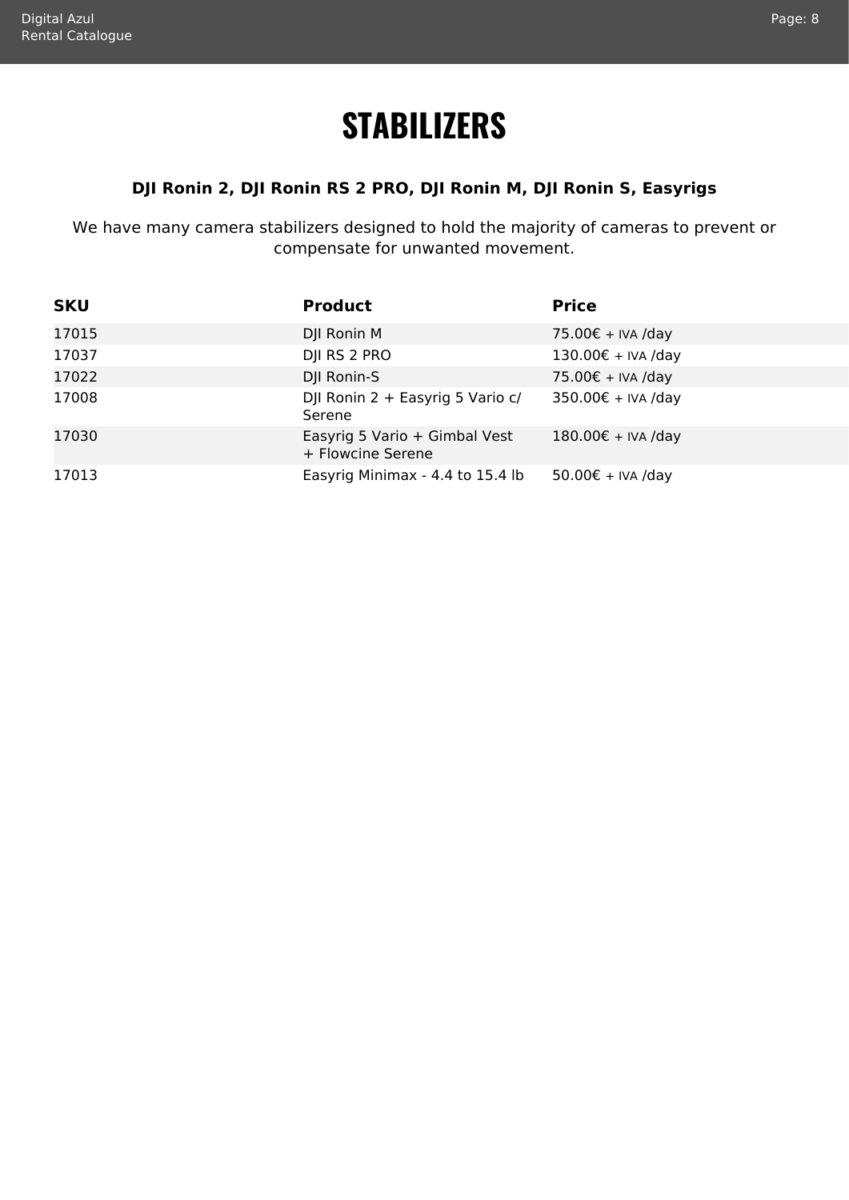# STABILIZERS

**DJI Ronin 2, DJI Ronin RS 2 PRO, DJI Ronin M, DJI Ronin S, Easyrigs**

We have many camera stabilizers designed to hold the majority of cameras to prevent or compensate for unwanted movement.

| SKU | Product | Price |
| --- | --- | --- |
| 17015 | DJI Ronin M | 75.00€ + IVA /day |
| 17037 | DJI RS 2 PRO | 130.00€ + IVA /day |
| 17022 | DJI Ronin-S | 75.00€ + IVA /day |
| 17008 | DJI Ronin 2 + Easyrig 5 Vario c/ Serene | 350.00€ + IVA /day |
| 17030 | Easyrig 5 Vario + Gimbal Vest + Flowcine Serene | 180.00€ + IVA /day |
| 17013 | Easyrig Minimax - 4.4 to 15.4 lb | 50.00€ + IVA /day |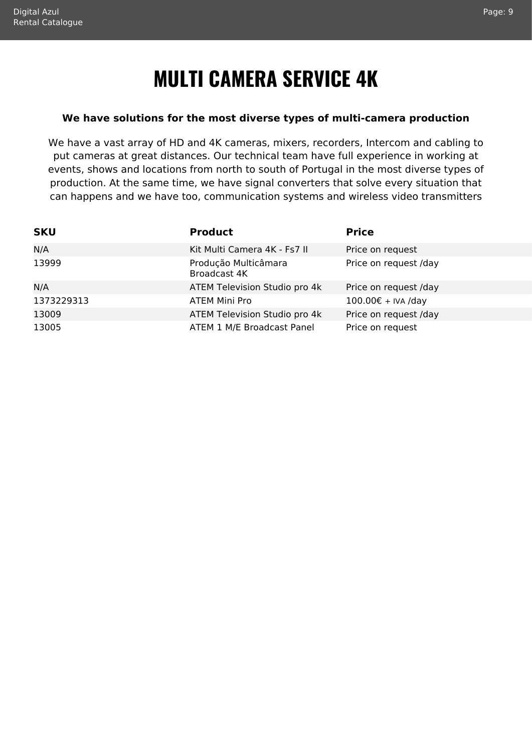# MULTI CAMERA SERVICE 4K

**We have solutions for the most diverse types of multi-camera production**

We have a vast array of HD and 4K cameras, mixers, recorders, Intercom and cabling to put cameras at great distances. Our technical team have full experience in working at events, shows and locations from north to south of Portugal in the most diverse types of production. At the same time, we have signal converters that solve every situation that can happens and we have too, communication systems and wireless video transmitters

| SKU | Product | Price |
|---|---|---|
| N/A | Kit Multi Camera 4K - Fs7 II | Price on request |
| 13999 | Produção Multicâmara Broadcast 4K | Price on request /day |
| N/A | ATEM Television Studio pro 4k | Price on request /day |
| 1373229313 | ATEM Mini Pro | 100.00€ + IVA /day |
| 13009 | ATEM Television Studio pro 4k | Price on request /day |
| 13005 | ATEM 1 M/E Broadcast Panel | Price on request |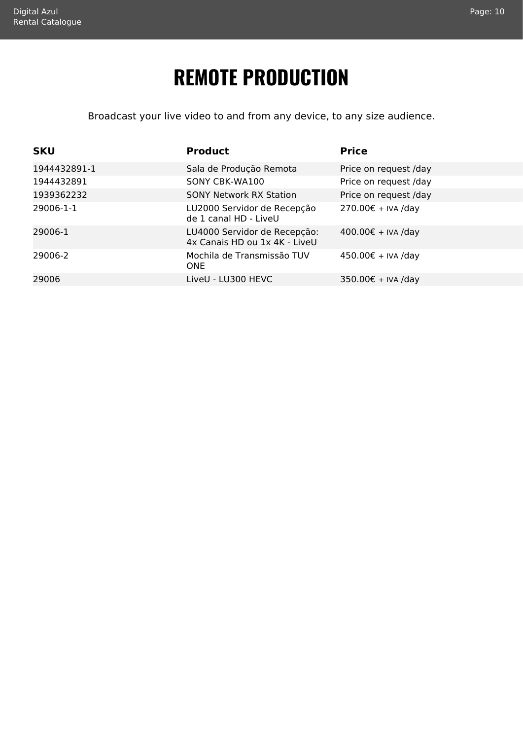# REMOTE PRODUCTION

Broadcast your live video to and from any device, to any size audience.

| SKU | Product | Price |
| --- | --- | --- |
| 1944432891-1 | Sala de Produção Remota | Price on request /day |
| 1944432891 | SONY CBK-WA100 | Price on request /day |
| 1939362232 | SONY Network RX Station | Price on request /day |
| 29006-1-1 | LU2000 Servidor de Recepção de 1 canal HD - LiveU | 270.00€ + IVA /day |
| 29006-1 | LU4000 Servidor de Recepção: 4x Canais HD ou 1x 4K - LiveU | 400.00€ + IVA /day |
| 29006-2 | Mochila de Transmissão TUV ONE | 450.00€ + IVA /day |
| 29006 | LiveU - LU300 HEVC | 350.00€ + IVA /day |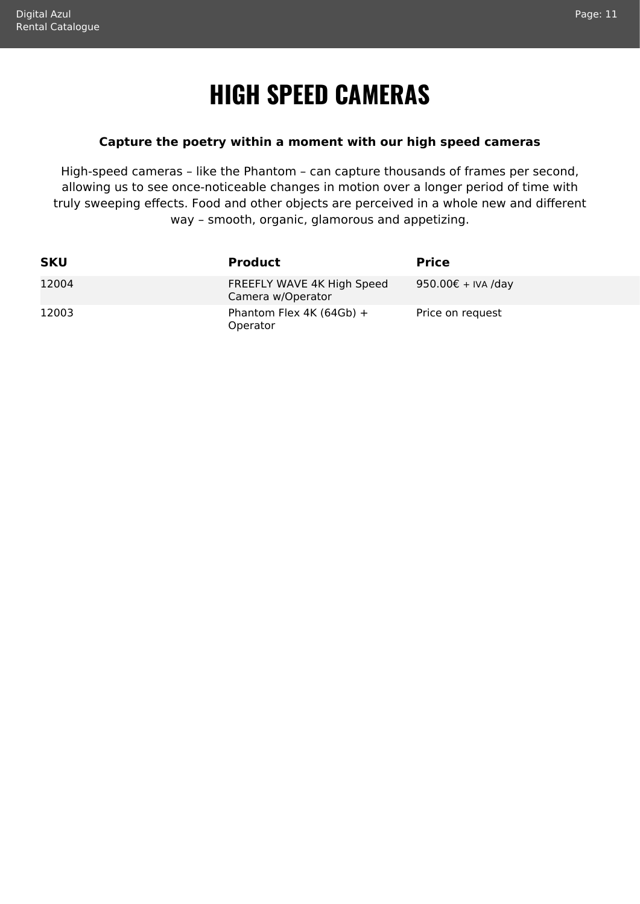# HIGH SPEED CAMERAS

**Capture the poetry within a moment with our high speed cameras**

High-speed cameras – like the Phantom – can capture thousands of frames per second, allowing us to see once-noticeable changes in motion over a longer period of time with truly sweeping effects. Food and other objects are perceived in a whole new and different way – smooth, organic, glamorous and appetizing.

| SKU | Product | Price |
|---|---|---|
| 12004 | FREEFLY WAVE 4K High Speed Camera w/Operator | 950.00€ + IVA /day |
| 12003 | Phantom Flex 4K (64Gb) + Operator | Price on request |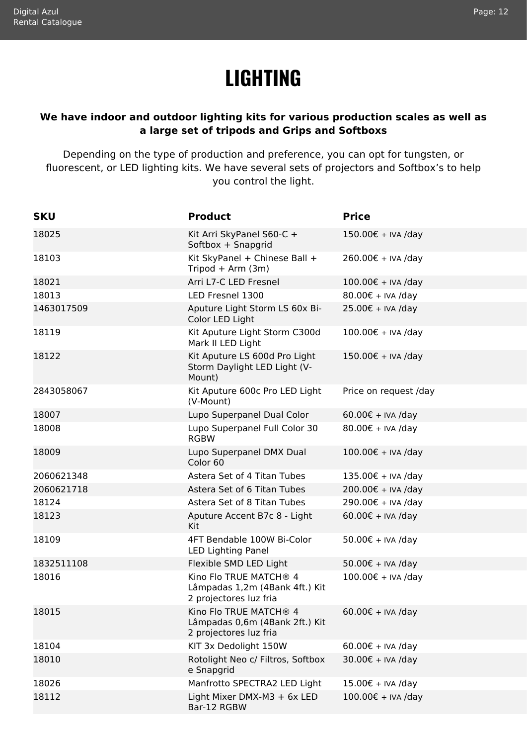# LIGHTING

**We have indoor and outdoor lighting kits for various production scales as well as a large set of tripods and Grips and Softboxs**

Depending on the type of production and preference, you can opt for tungsten, or fluorescent, or LED lighting kits. We have several sets of projectors and Softbox's to help you control the light.

| SKU | Product | Price |
| --- | --- | --- |
| 18025 | Kit Arri SkyPanel S60-C + Softbox + Snapgrid | 150.00€ + IVA /day |
| 18103 | Kit SkyPanel + Chinese Ball + Tripod + Arm (3m) | 260.00€ + IVA /day |
| 18021 | Arri L7-C LED Fresnel | 100.00€ + IVA /day |
| 18013 | LED Fresnel 1300 | 80.00€ + IVA /day |
| 1463017509 | Aputure Light Storm LS 60x Bi-Color LED Light | 25.00€ + IVA /day |
| 18119 | Kit Aputure Light Storm C300d Mark II LED Light | 100.00€ + IVA /day |
| 18122 | Kit Aputure LS 600d Pro Light Storm Daylight LED Light (V-Mount) | 150.00€ + IVA /day |
| 2843058067 | Kit Aputure 600c Pro LED Light (V-Mount) | Price on request /day |
| 18007 | Lupo Superpanel Dual Color | 60.00€ + IVA /day |
| 18008 | Lupo Superpanel Full Color 30 RGBW | 80.00€ + IVA /day |
| 18009 | Lupo Superpanel DMX Dual Color 60 | 100.00€ + IVA /day |
| 2060621348 | Astera Set of 4 Titan Tubes | 135.00€ + IVA /day |
| 2060621718 | Astera Set of 6 Titan Tubes | 200.00€ + IVA /day |
| 18124 | Astera Set of 8 Titan Tubes | 290.00€ + IVA /day |
| 18123 | Aputure Accent B7c 8 - Light Kit | 60.00€ + IVA /day |
| 18109 | 4FT Bendable 100W Bi-Color LED Lighting Panel | 50.00€ + IVA /day |
| 1832511108 | Flexible SMD LED Light | 50.00€ + IVA /day |
| 18016 | Kino Flo TRUE MATCH® 4 Lâmpadas 1,2m (4Bank 4ft.) Kit 2 projectores luz fria | 100.00€ + IVA /day |
| 18015 | Kino Flo TRUE MATCH® 4 Lâmpadas 0,6m (4Bank 2ft.) Kit 2 projectores luz fria | 60.00€ + IVA /day |
| 18104 | KIT 3x Dedolight 150W | 60.00€ + IVA /day |
| 18010 | Rotolight Neo c/ Filtros, Softbox e Snapgrid | 30.00€ + IVA /day |
| 18026 | Manfrotto SPECTRA2 LED Light | 15.00€ + IVA /day |
| 18112 | Light Mixer DMX-M3 + 6x LED Bar-12 RGBW | 100.00€ + IVA /day |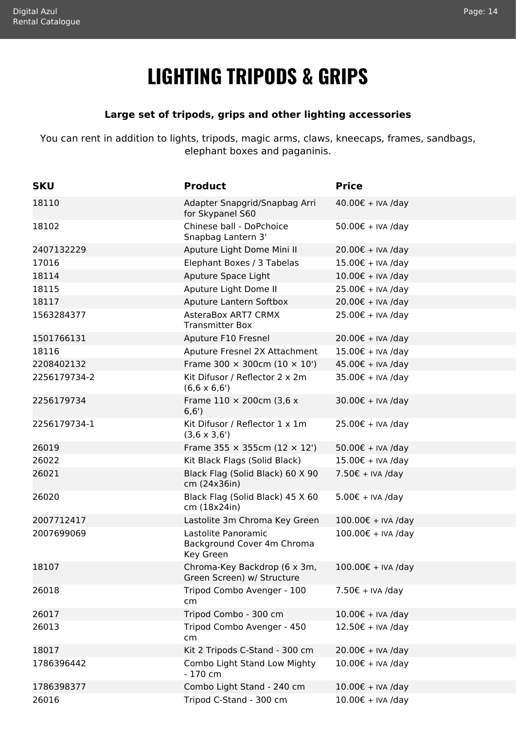# LIGHTING TRIPODS & GRIPS

**Large set of tripods, grips and other lighting accessories**

You can rent in addition to lights, tripods, magic arms, claws, kneecaps, frames, sandbags, elephant boxes and paganinis.

| SKU | Product | Price |
|---|---|---|
| 18110 | Adapter Snapgrid/Snapbag Arri for Skypanel S60 | 40.00€ + IVA /day |
| 18102 | Chinese ball - DoPchoice Snapbag Lantern 3' | 50.00€ + IVA /day |
| 2407132229 | Aputure Light Dome Mini II | 20.00€ + IVA /day |
| 17016 | Elephant Boxes / 3 Tabelas | 15.00€ + IVA /day |
| 18114 | Aputure Space Light | 10.00€ + IVA /day |
| 18115 | Aputure Light Dome II | 25.00€ + IVA /day |
| 18117 | Aputure Lantern Softbox | 20.00€ + IVA /day |
| 1563284377 | AsteraBox ART7 CRMX Transmitter Box | 25.00€ + IVA /day |
| 1501766131 | Aputure F10 Fresnel | 20.00€ + IVA /day |
| 18116 | Aputure Fresnel 2X Attachment | 15.00€ + IVA /day |
| 2208402132 | Frame 300 × 300cm (10 × 10') | 45.00€ + IVA /day |
| 2256179734-2 | Kit Difusor / Reflector 2 x 2m (6,6 x 6,6') | 35.00€ + IVA /day |
| 2256179734 | Frame 110 × 200cm (3,6 x 6,6') | 30.00€ + IVA /day |
| 2256179734-1 | Kit Difusor / Reflector 1 x 1m (3,6 x 3,6') | 25.00€ + IVA /day |
| 26019 | Frame 355 × 355cm (12 × 12') | 50.00€ + IVA /day |
| 26022 | Kit Black Flags (Solid Black) | 15.00€ + IVA /day |
| 26021 | Black Flag (Solid Black) 60 X 90 cm (24x36in) | 7.50€ + IVA /day |
| 26020 | Black Flag (Solid Black) 45 X 60 cm (18x24in) | 5.00€ + IVA /day |
| 2007712417 | Lastolite 3m Chroma Key Green | 100.00€ + IVA /day |
| 2007699069 | Lastolite Panoramic Background Cover 4m Chroma Key Green | 100.00€ + IVA /day |
| 18107 | Chroma-Key Backdrop (6 x 3m, Green Screen) w/ Structure | 100.00€ + IVA /day |
| 26018 | Tripod Combo Avenger - 100 cm | 7.50€ + IVA /day |
| 26017 | Tripod Combo - 300 cm | 10.00€ + IVA /day |
| 26013 | Tripod Combo Avenger - 450 cm | 12.50€ + IVA /day |
| 18017 | Kit 2 Tripods C-Stand - 300 cm | 20.00€ + IVA /day |
| 1786396442 | Combo Light Stand Low Mighty - 170 cm | 10.00€ + IVA /day |
| 1786398377 | Combo Light Stand - 240 cm | 10.00€ + IVA /day |
| 26016 | Tripod C-Stand - 300 cm | 10.00€ + IVA /day |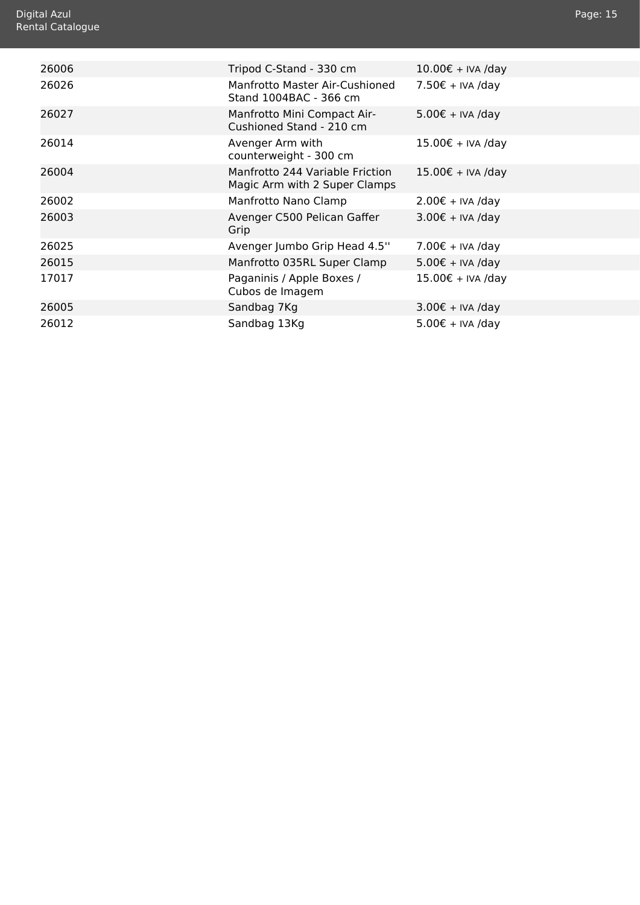| | | |
|---|---|---|
| 26006 | Tripod C-Stand - 330 cm | 10.00€ + IVA /day |
| 26026 | Manfrotto Master Air-Cushioned Stand 1004BAC - 366 cm | 7.50€ + IVA /day |
| 26027 | Manfrotto Mini Compact Air-Cushioned Stand - 210 cm | 5.00€ + IVA /day |
| 26014 | Avenger Arm with counterweight - 300 cm | 15.00€ + IVA /day |
| 26004 | Manfrotto 244 Variable Friction Magic Arm with 2 Super Clamps | 15.00€ + IVA /day |
| 26002 | Manfrotto Nano Clamp | 2.00€ + IVA /day |
| 26003 | Avenger C500 Pelican Gaffer Grip | 3.00€ + IVA /day |
| 26025 | Avenger Jumbo Grip Head 4.5'' | 7.00€ + IVA /day |
| 26015 | Manfrotto 035RL Super Clamp | 5.00€ + IVA /day |
| 17017 | Paganinis / Apple Boxes / Cubos de Imagem | 15.00€ + IVA /day |
| 26005 | Sandbag 7Kg | 3.00€ + IVA /day |
| 26012 | Sandbag 13Kg | 5.00€ + IVA /day |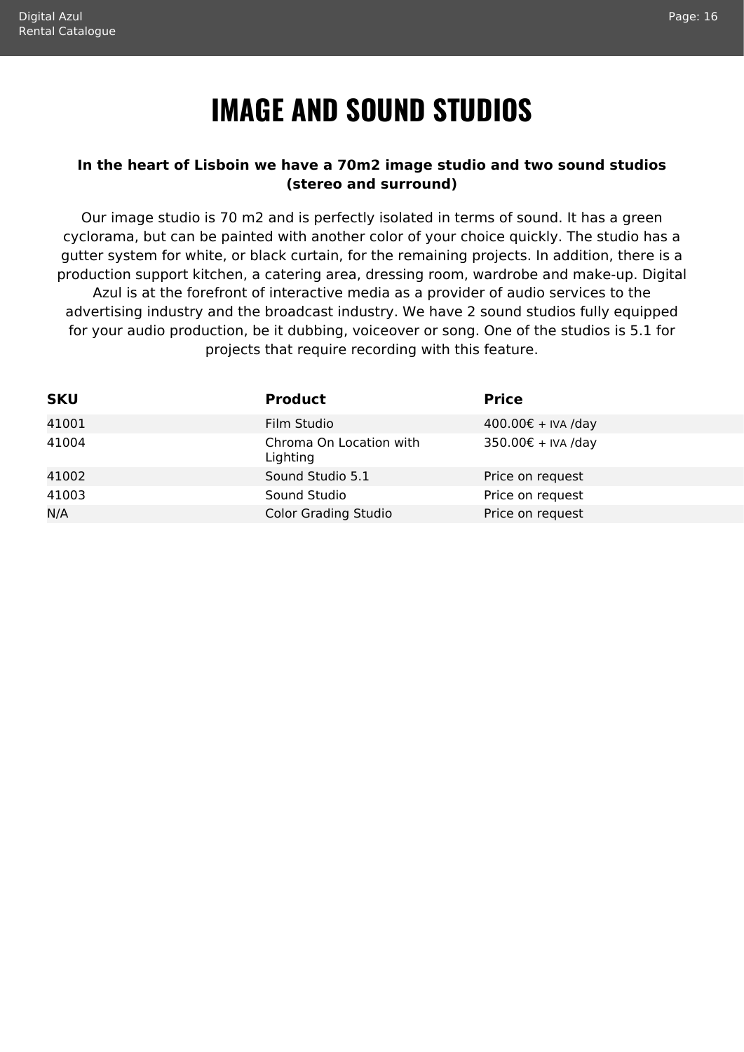# IMAGE AND SOUND STUDIOS

**In the heart of Lisboin we have a 70m2 image studio and two sound studios (stereo and surround)**

Our image studio is 70 m2 and is perfectly isolated in terms of sound. It has a green cyclorama, but can be painted with another color of your choice quickly. The studio has a gutter system for white, or black curtain, for the remaining projects. In addition, there is a production support kitchen, a catering area, dressing room, wardrobe and make-up. Digital Azul is at the forefront of interactive media as a provider of audio services to the advertising industry and the broadcast industry. We have 2 sound studios fully equipped for your audio production, be it dubbing, voiceover or song. One of the studios is 5.1 for projects that require recording with this feature.

| SKU | Product | Price |
| --- | --- | --- |
| 41001 | Film Studio | 400.00€ + IVA /day |
| 41004 | Chroma On Location with Lighting | 350.00€ + IVA /day |
| 41002 | Sound Studio 5.1 | Price on request |
| 41003 | Sound Studio | Price on request |
| N/A | Color Grading Studio | Price on request |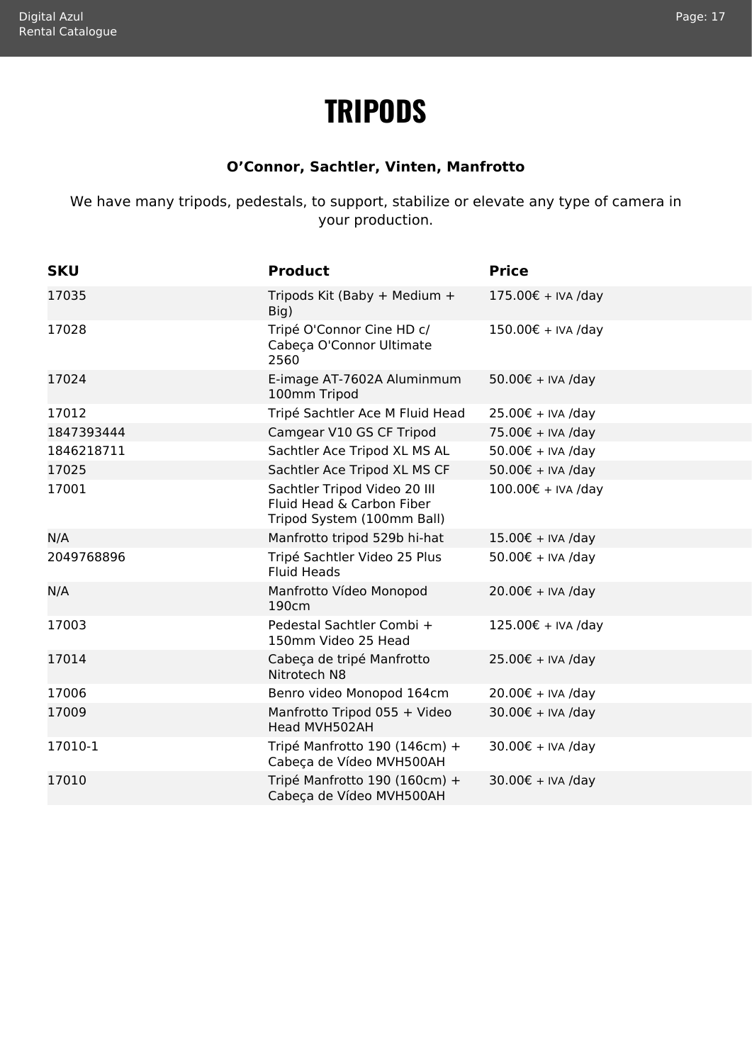# TRIPODS

**O'Connor, Sachtler, Vinten, Manfrotto**

We have many tripods, pedestals, to support, stabilize or elevate any type of camera in your production.

| SKU | Product | Price |
|---|---|---|
| 17035 | Tripods Kit (Baby + Medium + Big) | 175.00€ + IVA /day |
| 17028 | Tripé O'Connor Cine HD c/ Cabeça O'Connor Ultimate 2560 | 150.00€ + IVA /day |
| 17024 | E-image AT-7602A Aluminmum 100mm Tripod | 50.00€ + IVA /day |
| 17012 | Tripé Sachtler Ace M Fluid Head | 25.00€ + IVA /day |
| 1847393444 | Camgear V10 GS CF Tripod | 75.00€ + IVA /day |
| 1846218711 | Sachtler Ace Tripod XL MS AL | 50.00€ + IVA /day |
| 17025 | Sachtler Ace Tripod XL MS CF | 50.00€ + IVA /day |
| 17001 | Sachtler Tripod Video 20 III Fluid Head & Carbon Fiber Tripod System (100mm Ball) | 100.00€ + IVA /day |
| N/A | Manfrotto tripod 529b hi-hat | 15.00€ + IVA /day |
| 2049768896 | Tripé Sachtler Video 25 Plus Fluid Heads | 50.00€ + IVA /day |
| N/A | Manfrotto Vídeo Monopod 190cm | 20.00€ + IVA /day |
| 17003 | Pedestal Sachtler Combi + 150mm Video 25 Head | 125.00€ + IVA /day |
| 17014 | Cabeça de tripé Manfrotto Nitrotech N8 | 25.00€ + IVA /day |
| 17006 | Benro video Monopod 164cm | 20.00€ + IVA /day |
| 17009 | Manfrotto Tripod 055 + Video Head MVH502AH | 30.00€ + IVA /day |
| 17010-1 | Tripé Manfrotto 190 (146cm) + Cabeça de Vídeo MVH500AH | 30.00€ + IVA /day |
| 17010 | Tripé Manfrotto 190 (160cm) + Cabeça de Vídeo MVH500AH | 30.00€ + IVA /day |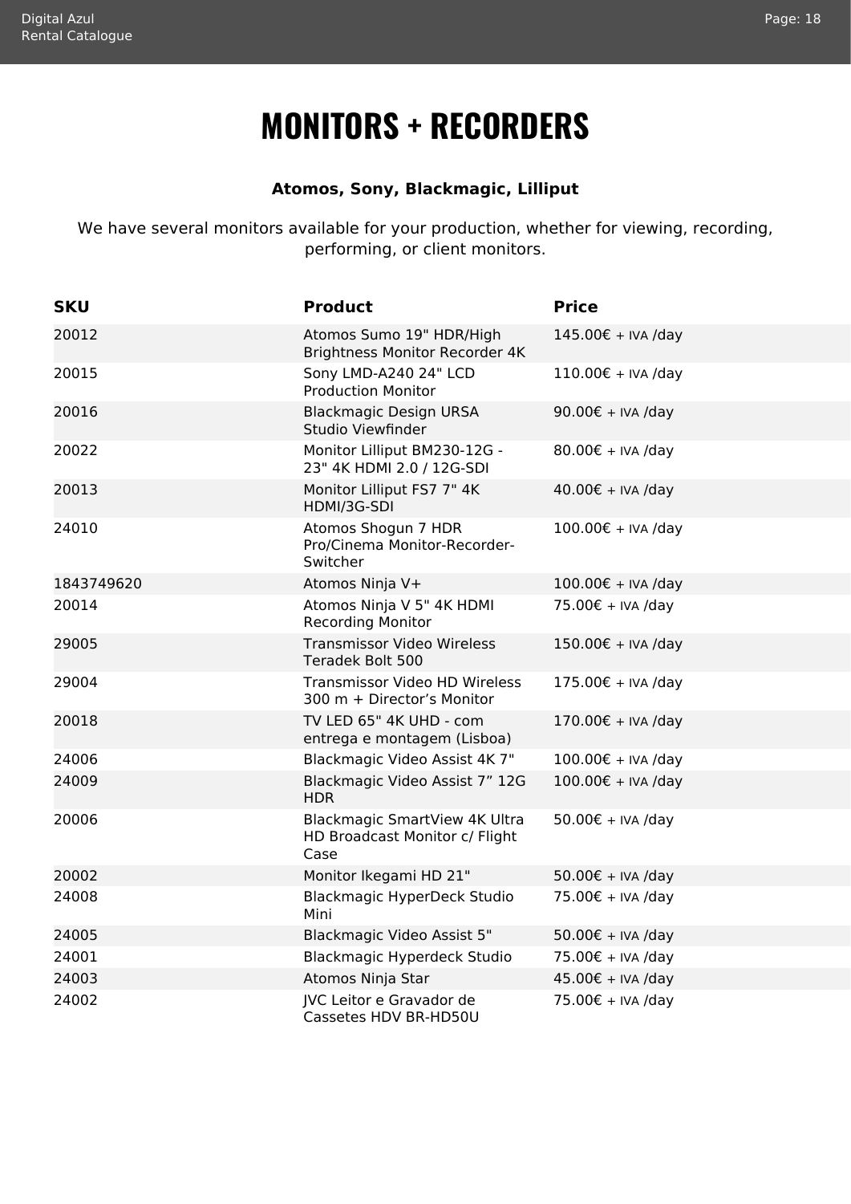# MONITORS + RECORDERS

**Atomos, Sony, Blackmagic, Lilliput**

We have several monitors available for your production, whether for viewing, recording, performing, or client monitors.

| SKU | Product | Price |
|---|---|---|
| 20012 | Atomos Sumo 19" HDR/High Brightness Monitor Recorder 4K | 145.00€ + IVA /day |
| 20015 | Sony LMD-A240 24" LCD Production Monitor | 110.00€ + IVA /day |
| 20016 | Blackmagic Design URSA Studio Viewfinder | 90.00€ + IVA /day |
| 20022 | Monitor Lilliput BM230-12G - 23" 4K HDMI 2.0 / 12G-SDI | 80.00€ + IVA /day |
| 20013 | Monitor Lilliput FS7 7" 4K HDMI/3G-SDI | 40.00€ + IVA /day |
| 24010 | Atomos Shogun 7 HDR Pro/Cinema Monitor-Recorder-Switcher | 100.00€ + IVA /day |
| 1843749620 | Atomos Ninja V+ | 100.00€ + IVA /day |
| 20014 | Atomos Ninja V 5" 4K HDMI Recording Monitor | 75.00€ + IVA /day |
| 29005 | Transmissor Video Wireless Teradek Bolt 500 | 150.00€ + IVA /day |
| 29004 | Transmissor Video HD Wireless 300 m + Director’s Monitor | 175.00€ + IVA /day |
| 20018 | TV LED 65" 4K UHD - com entrega e montagem (Lisboa) | 170.00€ + IVA /day |
| 24006 | Blackmagic Video Assist 4K 7" | 100.00€ + IVA /day |
| 24009 | Blackmagic Video Assist 7” 12G HDR | 100.00€ + IVA /day |
| 20006 | Blackmagic SmartView 4K Ultra HD Broadcast Monitor c/ Flight Case | 50.00€ + IVA /day |
| 20002 | Monitor Ikegami HD 21" | 50.00€ + IVA /day |
| 24008 | Blackmagic HyperDeck Studio Mini | 75.00€ + IVA /day |
| 24005 | Blackmagic Video Assist 5" | 50.00€ + IVA /day |
| 24001 | Blackmagic Hyperdeck Studio | 75.00€ + IVA /day |
| 24003 | Atomos Ninja Star | 45.00€ + IVA /day |
| 24002 | JVC Leitor e Gravador de Cassetes HDV BR-HD50U | 75.00€ + IVA /day |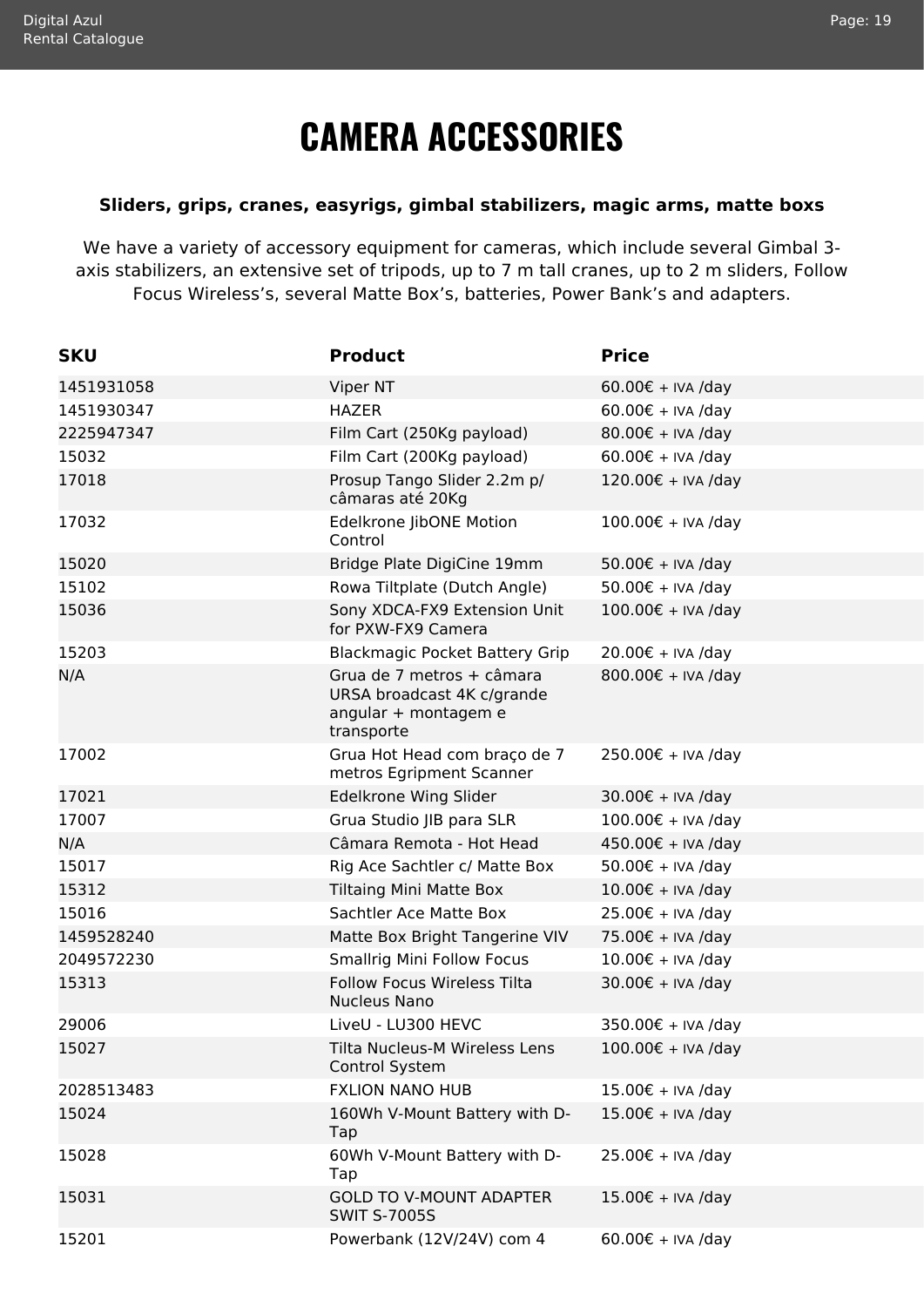# CAMERA ACCESSORIES

**Sliders, grips, cranes, easyrigs, gimbal stabilizers, magic arms, matte boxs**

We have a variety of accessory equipment for cameras, which include several Gimbal 3-axis stabilizers, an extensive set of tripods, up to 7 m tall cranes, up to 2 m sliders, Follow Focus Wireless's, several Matte Box's, batteries, Power Bank's and adapters.

| SKU | Product | Price |
|---|---|---|
| 1451931058 | Viper NT | 60.00€ + IVA /day |
| 1451930347 | HAZER | 60.00€ + IVA /day |
| 2225947347 | Film Cart (250Kg payload) | 80.00€ + IVA /day |
| 15032 | Film Cart (200Kg payload) | 60.00€ + IVA /day |
| 17018 | Prosup Tango Slider 2.2m p/ câmaras até 20Kg | 120.00€ + IVA /day |
| 17032 | Edelkrone JibONE Motion Control | 100.00€ + IVA /day |
| 15020 | Bridge Plate DigiCine 19mm | 50.00€ + IVA /day |
| 15102 | Rowa Tiltplate (Dutch Angle) | 50.00€ + IVA /day |
| 15036 | Sony XDCA-FX9 Extension Unit for PXW-FX9 Camera | 100.00€ + IVA /day |
| 15203 | Blackmagic Pocket Battery Grip | 20.00€ + IVA /day |
| N/A | Grua de 7 metros + câmara URSA broadcast 4K c/grande angular + montagem e transporte | 800.00€ + IVA /day |
| 17002 | Grua Hot Head com braço de 7 metros Egripment Scanner | 250.00€ + IVA /day |
| 17021 | Edelkrone Wing Slider | 30.00€ + IVA /day |
| 17007 | Grua Studio JIB para SLR | 100.00€ + IVA /day |
| N/A | Câmara Remota - Hot Head | 450.00€ + IVA /day |
| 15017 | Rig Ace Sachtler c/ Matte Box | 50.00€ + IVA /day |
| 15312 | Tiltaing Mini Matte Box | 10.00€ + IVA /day |
| 15016 | Sachtler Ace Matte Box | 25.00€ + IVA /day |
| 1459528240 | Matte Box Bright Tangerine VIV | 75.00€ + IVA /day |
| 2049572230 | Smallrig Mini Follow Focus | 10.00€ + IVA /day |
| 15313 | Follow Focus Wireless Tilta Nucleus Nano | 30.00€ + IVA /day |
| 29006 | LiveU - LU300 HEVC | 350.00€ + IVA /day |
| 15027 | Tilta Nucleus-M Wireless Lens Control System | 100.00€ + IVA /day |
| 2028513483 | FXLION NANO HUB | 15.00€ + IVA /day |
| 15024 | 160Wh V-Mount Battery with D-Tap | 15.00€ + IVA /day |
| 15028 | 60Wh V-Mount Battery with D-Tap | 25.00€ + IVA /day |
| 15031 | GOLD TO V-MOUNT ADAPTER SWIT S-7005S | 15.00€ + IVA /day |
| 15201 | Powerbank (12V/24V) com 4 | 60.00€ + IVA /day |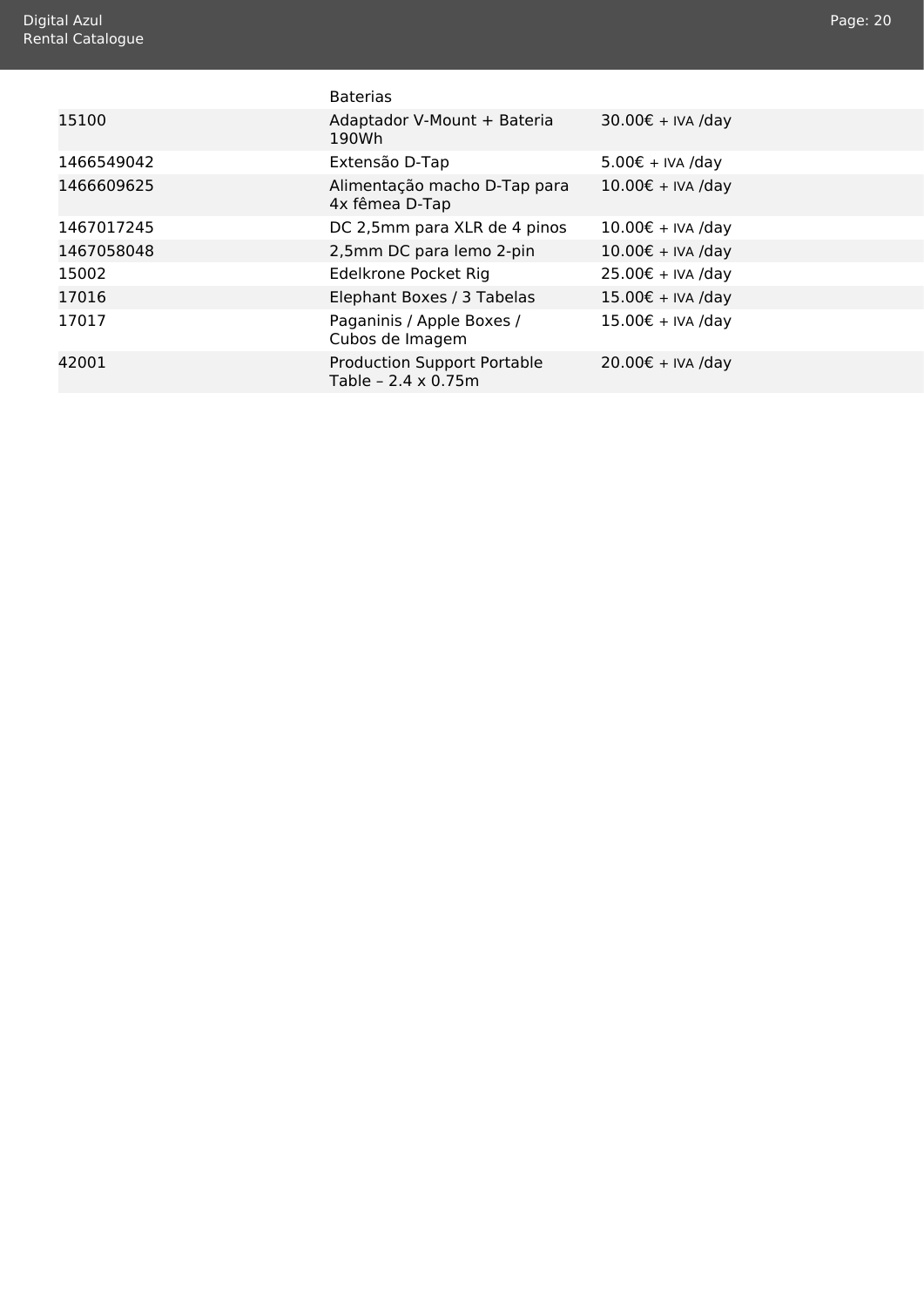| | Baterias | |
|---|---|---|
| 15100 | Adaptador V-Mount + Bateria 190Wh | 30.00€ + IVA /day |
| 1466549042 | Extensão D-Tap | 5.00€ + IVA /day |
| 1466609625 | Alimentação macho D-Tap para 4x fêmea D-Tap | 10.00€ + IVA /day |
| 1467017245 | DC 2,5mm para XLR de 4 pinos | 10.00€ + IVA /day |
| 1467058048 | 2,5mm DC para lemo 2-pin | 10.00€ + IVA /day |
| 15002 | Edelkrone Pocket Rig | 25.00€ + IVA /day |
| 17016 | Elephant Boxes / 3 Tabelas | 15.00€ + IVA /day |
| 17017 | Paganinis / Apple Boxes / Cubos de Imagem | 15.00€ + IVA /day |
| 42001 | Production Support Portable Table – 2.4 x 0.75m | 20.00€ + IVA /day |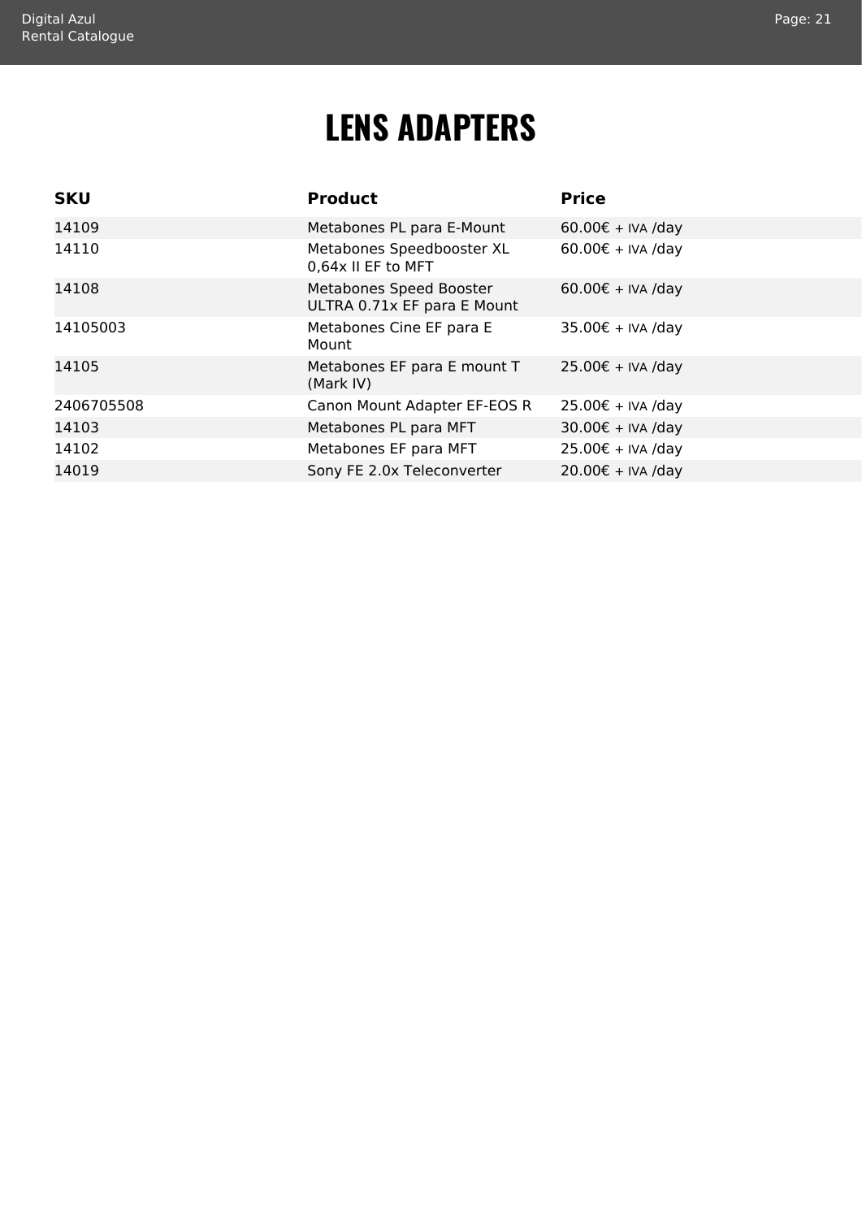# LENS ADAPTERS

| SKU | Product | Price |
|---|---|---|
| 14109 | Metabones PL para E-Mount | 60.00€ + IVA /day |
| 14110 | Metabones Speedbooster XL 0,64x II EF to MFT | 60.00€ + IVA /day |
| 14108 | Metabones Speed Booster ULTRA 0.71x EF para E Mount | 60.00€ + IVA /day |
| 14105003 | Metabones Cine EF para E Mount | 35.00€ + IVA /day |
| 14105 | Metabones EF para E mount T (Mark IV) | 25.00€ + IVA /day |
| 2406705508 | Canon Mount Adapter EF-EOS R | 25.00€ + IVA /day |
| 14103 | Metabones PL para MFT | 30.00€ + IVA /day |
| 14102 | Metabones EF para MFT | 25.00€ + IVA /day |
| 14019 | Sony FE 2.0x Teleconverter | 20.00€ + IVA /day |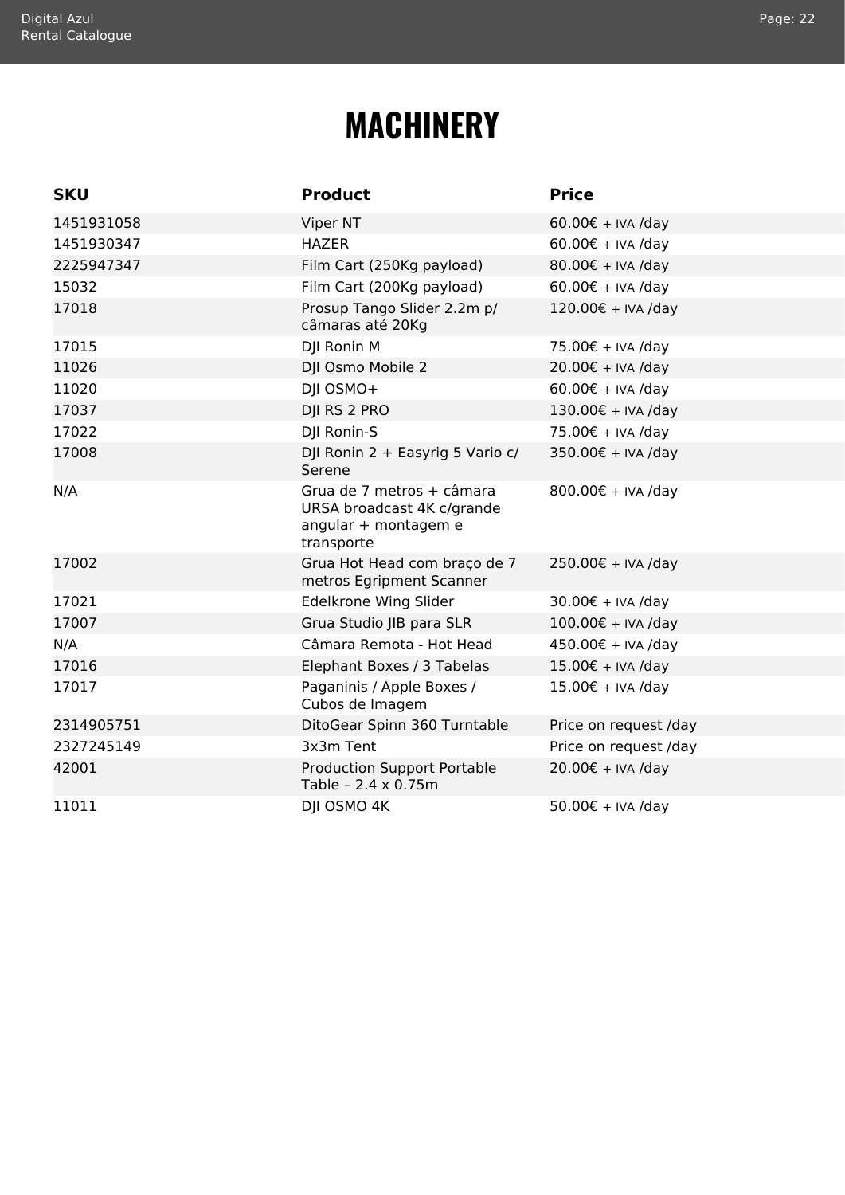# MACHINERY

| SKU | Product | Price |
|---|---|---|
| 1451931058 | Viper NT | 60.00€ + IVA /day |
| 1451930347 | HAZER | 60.00€ + IVA /day |
| 2225947347 | Film Cart (250Kg payload) | 80.00€ + IVA /day |
| 15032 | Film Cart (200Kg payload) | 60.00€ + IVA /day |
| 17018 | Prosup Tango Slider 2.2m p/ câmaras até 20Kg | 120.00€ + IVA /day |
| 17015 | DJI Ronin M | 75.00€ + IVA /day |
| 11026 | DJI Osmo Mobile 2 | 20.00€ + IVA /day |
| 11020 | DJI OSMO+ | 60.00€ + IVA /day |
| 17037 | DJI RS 2 PRO | 130.00€ + IVA /day |
| 17022 | DJI Ronin-S | 75.00€ + IVA /day |
| 17008 | DJI Ronin 2 + Easyrig 5 Vario c/ Serene | 350.00€ + IVA /day |
| N/A | Grua de 7 metros + câmara URSA broadcast 4K c/grande angular + montagem e transporte | 800.00€ + IVA /day |
| 17002 | Grua Hot Head com braço de 7 metros Egripment Scanner | 250.00€ + IVA /day |
| 17021 | Edelkrone Wing Slider | 30.00€ + IVA /day |
| 17007 | Grua Studio JIB para SLR | 100.00€ + IVA /day |
| N/A | Câmara Remota - Hot Head | 450.00€ + IVA /day |
| 17016 | Elephant Boxes / 3 Tabelas | 15.00€ + IVA /day |
| 17017 | Paganinis / Apple Boxes / Cubos de Imagem | 15.00€ + IVA /day |
| 2314905751 | DitoGear Spinn 360 Turntable | Price on request /day |
| 2327245149 | 3x3m Tent | Price on request /day |
| 42001 | Production Support Portable Table – 2.4 x 0.75m | 20.00€ + IVA /day |
| 11011 | DJI OSMO 4K | 50.00€ + IVA /day |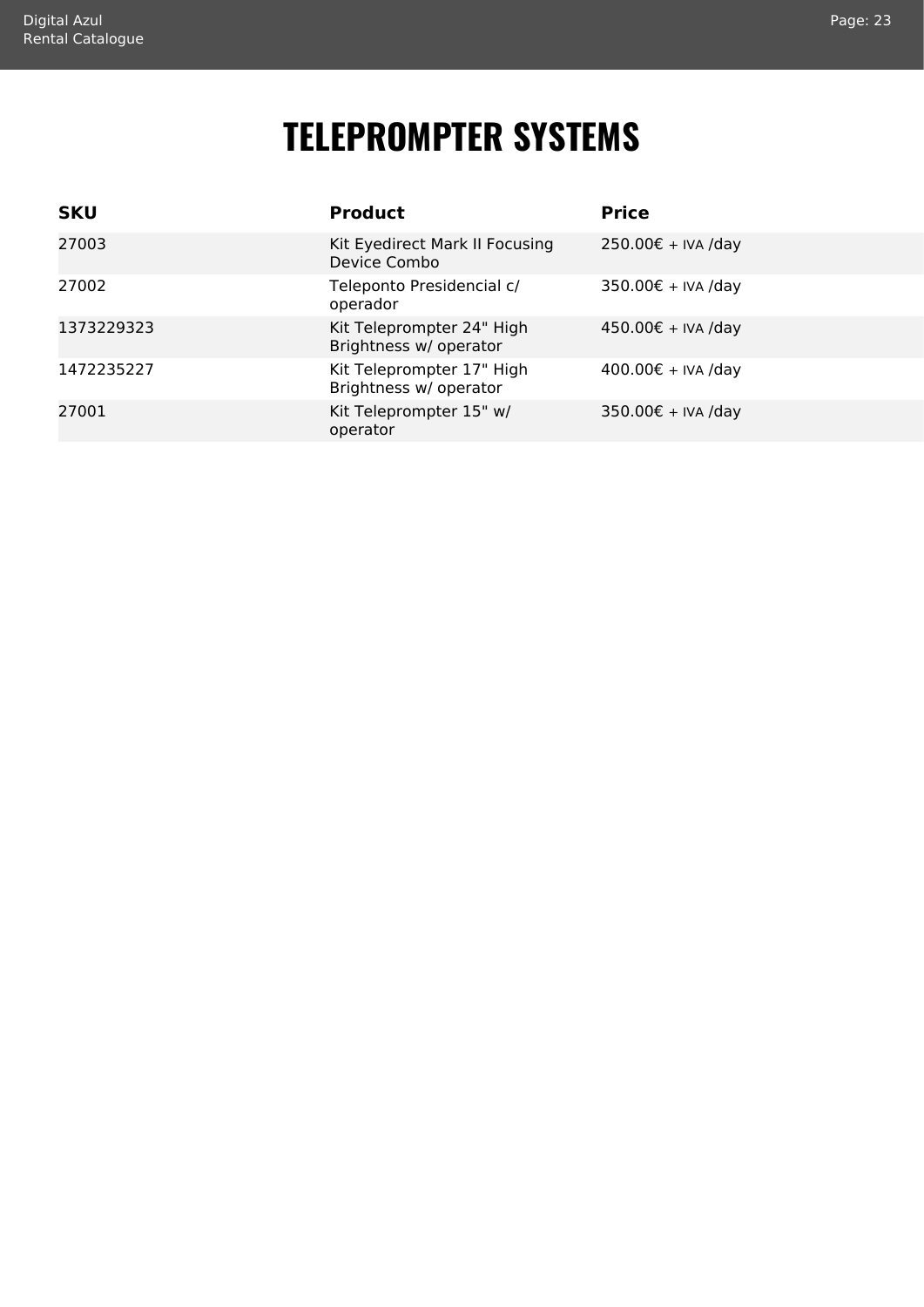# TELEPROMPTER SYSTEMS

| SKU | Product | Price |
|---|---|---|
| 27003 | Kit Eyedirect Mark II Focusing Device Combo | 250.00€ + IVA /day |
| 27002 | Teleponto Presidencial c/ operador | 350.00€ + IVA /day |
| 1373229323 | Kit Teleprompter 24" High Brightness w/ operator | 450.00€ + IVA /day |
| 1472235227 | Kit Teleprompter 17" High Brightness w/ operator | 400.00€ + IVA /day |
| 27001 | Kit Teleprompter 15" w/ operator | 350.00€ + IVA /day |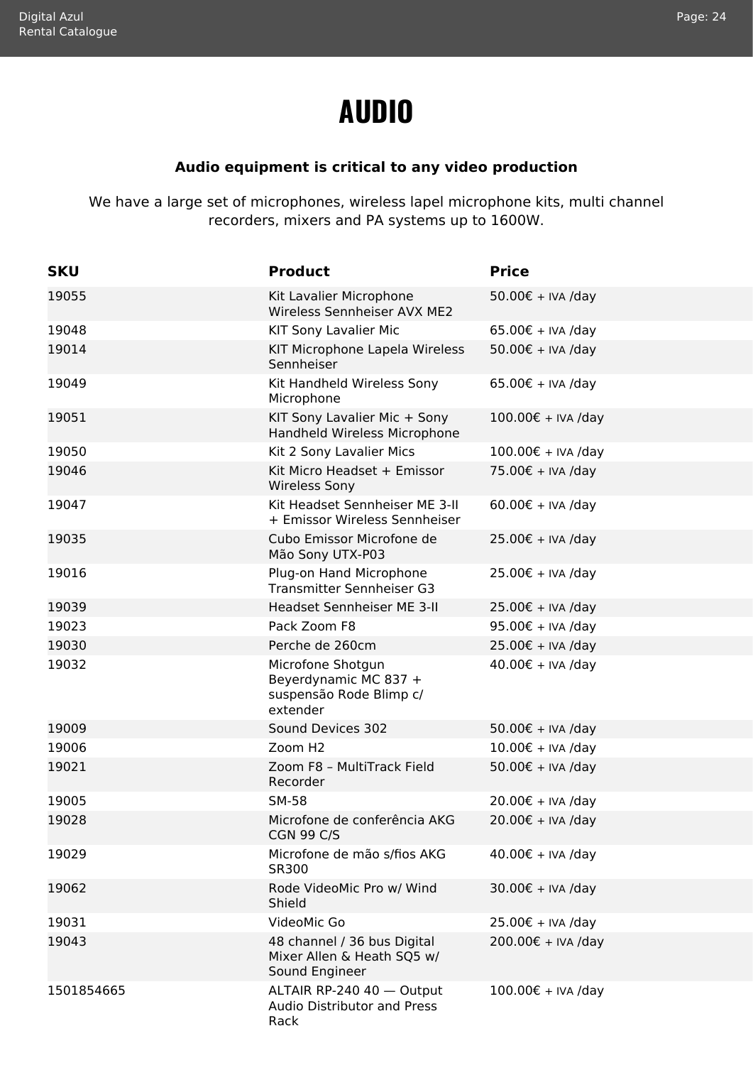# AUDIO

**Audio equipment is critical to any video production**

We have a large set of microphones, wireless lapel microphone kits, multi channel recorders, mixers and PA systems up to 1600W.

| SKU | Product | Price |
|---|---|---|
| 19055 | Kit Lavalier Microphone Wireless Sennheiser AVX ME2 | 50.00€ + IVA /day |
| 19048 | KIT Sony Lavalier Mic | 65.00€ + IVA /day |
| 19014 | KIT Microphone Lapela Wireless Sennheiser | 50.00€ + IVA /day |
| 19049 | Kit Handheld Wireless Sony Microphone | 65.00€ + IVA /day |
| 19051 | KIT Sony Lavalier Mic + Sony Handheld Wireless Microphone | 100.00€ + IVA /day |
| 19050 | Kit 2 Sony Lavalier Mics | 100.00€ + IVA /day |
| 19046 | Kit Micro Headset + Emissor Wireless Sony | 75.00€ + IVA /day |
| 19047 | Kit Headset Sennheiser ME 3-II + Emissor Wireless Sennheiser | 60.00€ + IVA /day |
| 19035 | Cubo Emissor Microfone de Mão Sony UTX-P03 | 25.00€ + IVA /day |
| 19016 | Plug-on Hand Microphone Transmitter Sennheiser G3 | 25.00€ + IVA /day |
| 19039 | Headset Sennheiser ME 3-II | 25.00€ + IVA /day |
| 19023 | Pack Zoom F8 | 95.00€ + IVA /day |
| 19030 | Perche de 260cm | 25.00€ + IVA /day |
| 19032 | Microfone Shotgun Beyerdynamic MC 837 + suspensão Rode Blimp c/ extender | 40.00€ + IVA /day |
| 19009 | Sound Devices 302 | 50.00€ + IVA /day |
| 19006 | Zoom H2 | 10.00€ + IVA /day |
| 19021 | Zoom F8 – MultiTrack Field Recorder | 50.00€ + IVA /day |
| 19005 | SM-58 | 20.00€ + IVA /day |
| 19028 | Microfone de conferência AKG CGN 99 C/S | 20.00€ + IVA /day |
| 19029 | Microfone de mão s/fios AKG SR300 | 40.00€ + IVA /day |
| 19062 | Rode VideoMic Pro w/ Wind Shield | 30.00€ + IVA /day |
| 19031 | VideoMic Go | 25.00€ + IVA /day |
| 19043 | 48 channel / 36 bus Digital Mixer Allen & Heath SQ5 w/ Sound Engineer | 200.00€ + IVA /day |
| 1501854665 | ALTAIR RP-240 40 — Output Audio Distributor and Press Rack | 100.00€ + IVA /day |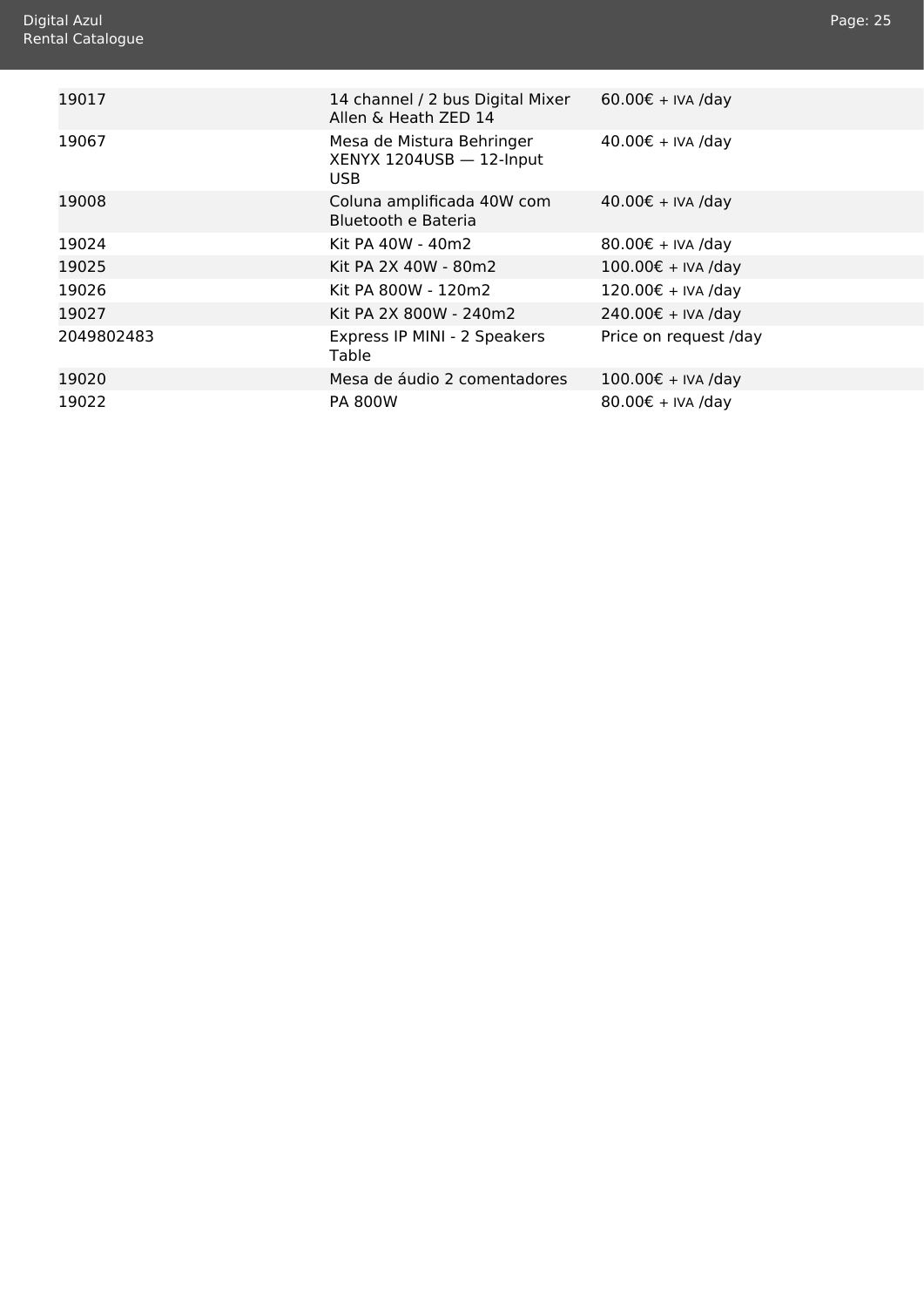| | | |
|---|---|---|
| 19017 | 14 channel / 2 bus Digital Mixer Allen & Heath ZED 14 | 60.00€ + IVA /day |
| 19067 | Mesa de Mistura Behringer XENYX 1204USB — 12-Input USB | 40.00€ + IVA /day |
| 19008 | Coluna amplificada 40W com Bluetooth e Bateria | 40.00€ + IVA /day |
| 19024 | Kit PA 40W - 40m2 | 80.00€ + IVA /day |
| 19025 | Kit PA 2X 40W - 80m2 | 100.00€ + IVA /day |
| 19026 | Kit PA 800W - 120m2 | 120.00€ + IVA /day |
| 19027 | Kit PA 2X 800W - 240m2 | 240.00€ + IVA /day |
| 2049802483 | Express IP MINI - 2 Speakers Table | Price on request /day |
| 19020 | Mesa de áudio 2 comentadores | 100.00€ + IVA /day |
| 19022 | PA 800W | 80.00€ + IVA /day |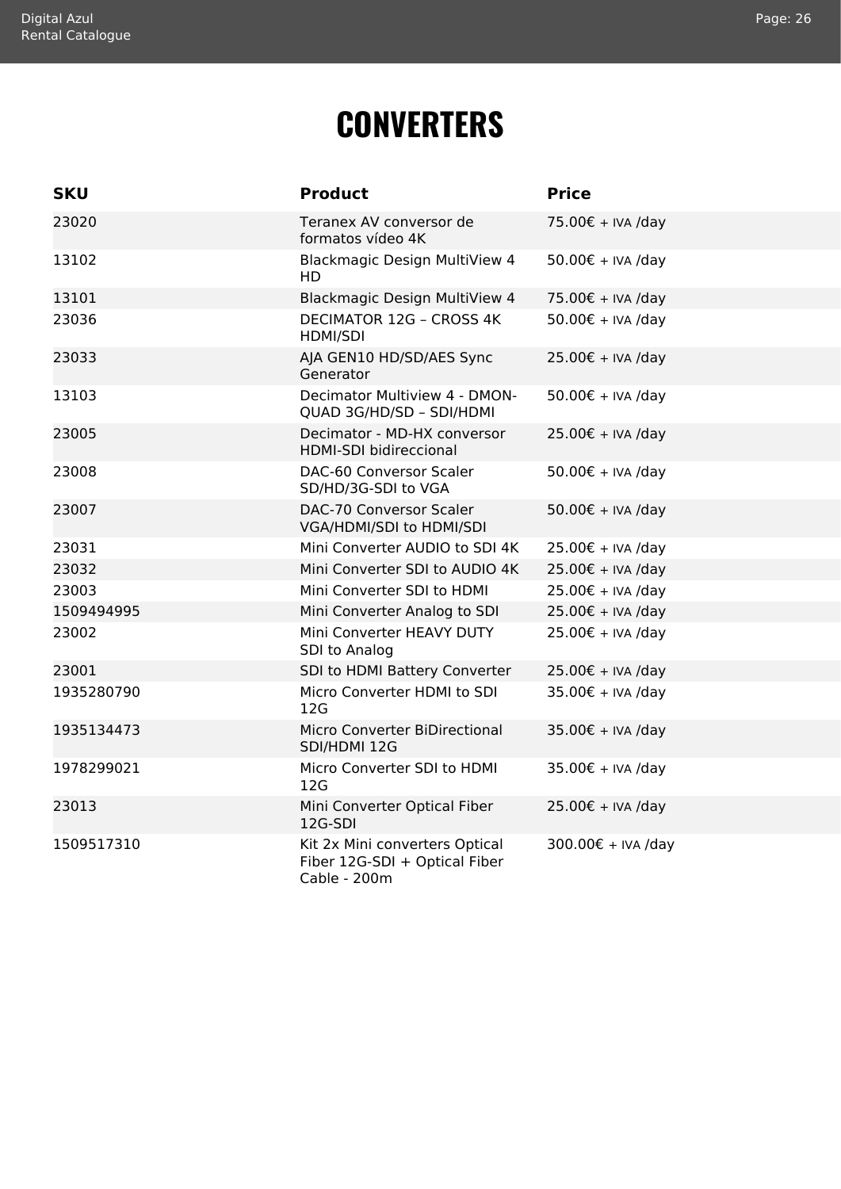# CONVERTERS

| SKU | Product | Price |
|---|---|---|
| 23020 | Teranex AV conversor de formatos vídeo 4K | 75.00€ + IVA /day |
| 13102 | Blackmagic Design MultiView 4 HD | 50.00€ + IVA /day |
| 13101 | Blackmagic Design MultiView 4 | 75.00€ + IVA /day |
| 23036 | DECIMATOR 12G – CROSS 4K HDMI/SDI | 50.00€ + IVA /day |
| 23033 | AJA GEN10 HD/SD/AES Sync Generator | 25.00€ + IVA /day |
| 13103 | Decimator Multiview 4 - DMON-QUAD 3G/HD/SD – SDI/HDMI | 50.00€ + IVA /day |
| 23005 | Decimator - MD-HX conversor HDMI-SDI bidireccional | 25.00€ + IVA /day |
| 23008 | DAC-60 Conversor Scaler SD/HD/3G-SDI to VGA | 50.00€ + IVA /day |
| 23007 | DAC-70 Conversor Scaler VGA/HDMI/SDI to HDMI/SDI | 50.00€ + IVA /day |
| 23031 | Mini Converter AUDIO to SDI 4K | 25.00€ + IVA /day |
| 23032 | Mini Converter SDI to AUDIO 4K | 25.00€ + IVA /day |
| 23003 | Mini Converter SDI to HDMI | 25.00€ + IVA /day |
| 1509494995 | Mini Converter Analog to SDI | 25.00€ + IVA /day |
| 23002 | Mini Converter HEAVY DUTY SDI to Analog | 25.00€ + IVA /day |
| 23001 | SDI to HDMI Battery Converter | 25.00€ + IVA /day |
| 1935280790 | Micro Converter HDMI to SDI 12G | 35.00€ + IVA /day |
| 1935134473 | Micro Converter BiDirectional SDI/HDMI 12G | 35.00€ + IVA /day |
| 1978299021 | Micro Converter SDI to HDMI 12G | 35.00€ + IVA /day |
| 23013 | Mini Converter Optical Fiber 12G-SDI | 25.00€ + IVA /day |
| 1509517310 | Kit 2x Mini converters Optical Fiber 12G-SDI + Optical Fiber Cable - 200m | 300.00€ + IVA /day |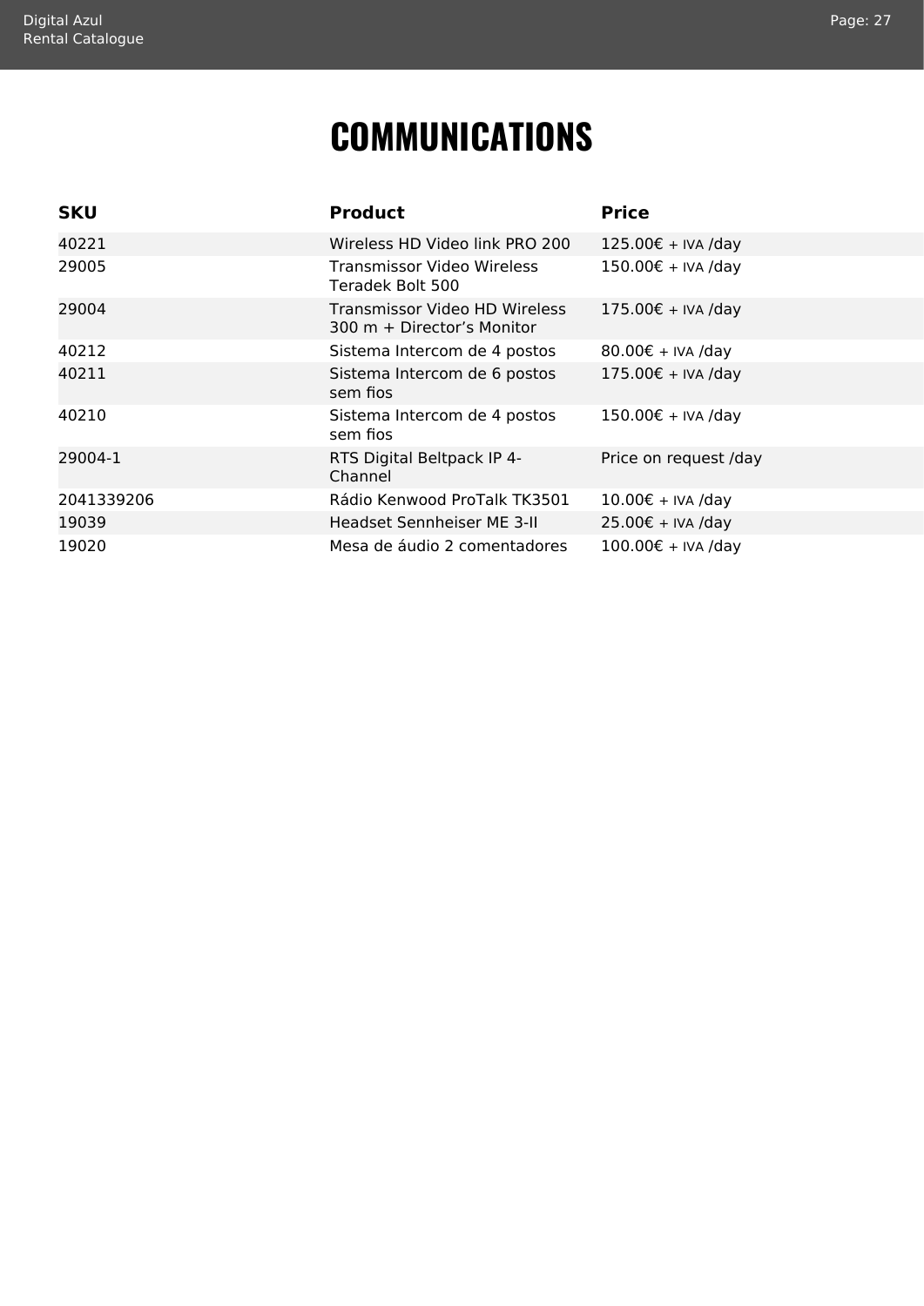# COMMUNICATIONS

| SKU | Product | Price |
|---|---|---|
| 40221 | Wireless HD Video link PRO 200 | 125.00€ + IVA /day |
| 29005 | Transmissor Video Wireless Teradek Bolt 500 | 150.00€ + IVA /day |
| 29004 | Transmissor Video HD Wireless 300 m + Director’s Monitor | 175.00€ + IVA /day |
| 40212 | Sistema Intercom de 4 postos | 80.00€ + IVA /day |
| 40211 | Sistema Intercom de 6 postos sem fios | 175.00€ + IVA /day |
| 40210 | Sistema Intercom de 4 postos sem fios | 150.00€ + IVA /day |
| 29004-1 | RTS Digital Beltpack IP 4-Channel | Price on request /day |
| 2041339206 | Rádio Kenwood ProTalk TK3501 | 10.00€ + IVA /day |
| 19039 | Headset Sennheiser ME 3-II | 25.00€ + IVA /day |
| 19020 | Mesa de áudio 2 comentadores | 100.00€ + IVA /day |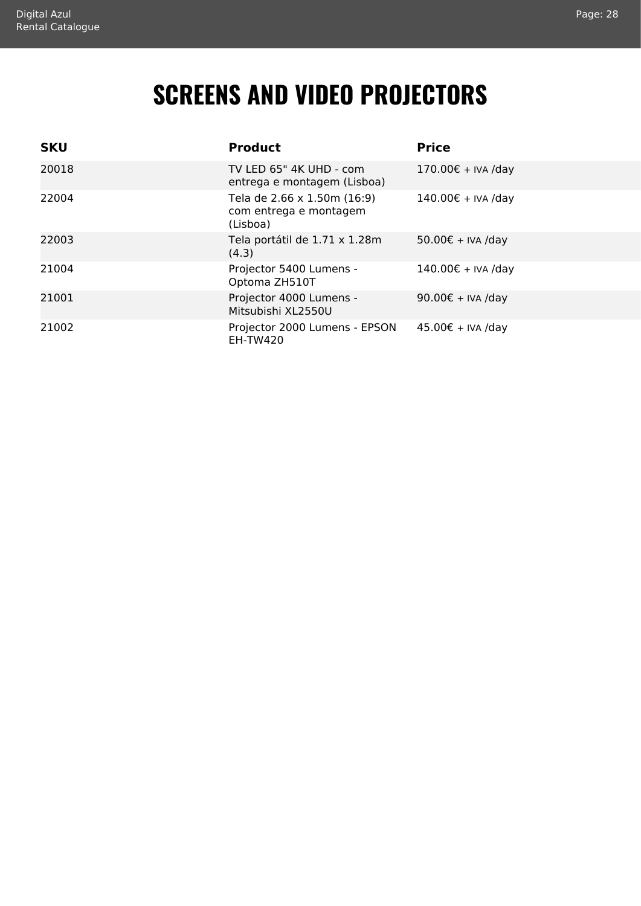# SCREENS AND VIDEO PROJECTORS

| SKU | Product | Price |
| --- | --- | --- |
| 20018 | TV LED 65" 4K UHD - com entrega e montagem (Lisboa) | 170.00€ + IVA /day |
| 22004 | Tela de 2.66 x 1.50m (16:9) com entrega e montagem (Lisboa) | 140.00€ + IVA /day |
| 22003 | Tela portátil de 1.71 x 1.28m (4.3) | 50.00€ + IVA /day |
| 21004 | Projector 5400 Lumens - Optoma ZH510T | 140.00€ + IVA /day |
| 21001 | Projector 4000 Lumens - Mitsubishi XL2550U | 90.00€ + IVA /day |
| 21002 | Projector 2000 Lumens - EPSON EH-TW420 | 45.00€ + IVA /day |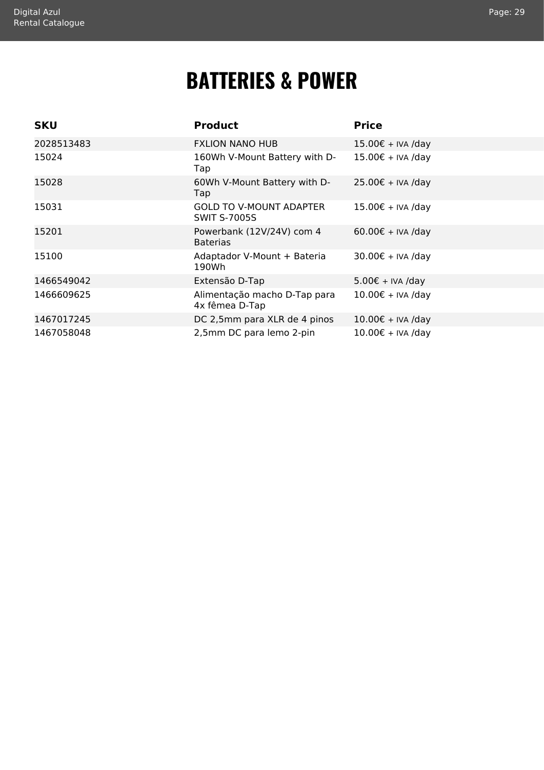# BATTERIES & POWER

| SKU | Product | Price |
|---|---|---|
| 2028513483 | FXLION NANO HUB | 15.00€ + IVA /day |
| 15024 | 160Wh V-Mount Battery with D-Tap | 15.00€ + IVA /day |
| 15028 | 60Wh V-Mount Battery with D-Tap | 25.00€ + IVA /day |
| 15031 | GOLD TO V-MOUNT ADAPTER SWIT S-7005S | 15.00€ + IVA /day |
| 15201 | Powerbank (12V/24V) com 4 Baterias | 60.00€ + IVA /day |
| 15100 | Adaptador V-Mount + Bateria 190Wh | 30.00€ + IVA /day |
| 1466549042 | Extensão D-Tap | 5.00€ + IVA /day |
| 1466609625 | Alimentação macho D-Tap para 4x fêmea D-Tap | 10.00€ + IVA /day |
| 1467017245 | DC 2,5mm para XLR de 4 pinos | 10.00€ + IVA /day |
| 1467058048 | 2,5mm DC para lemo 2-pin | 10.00€ + IVA /day |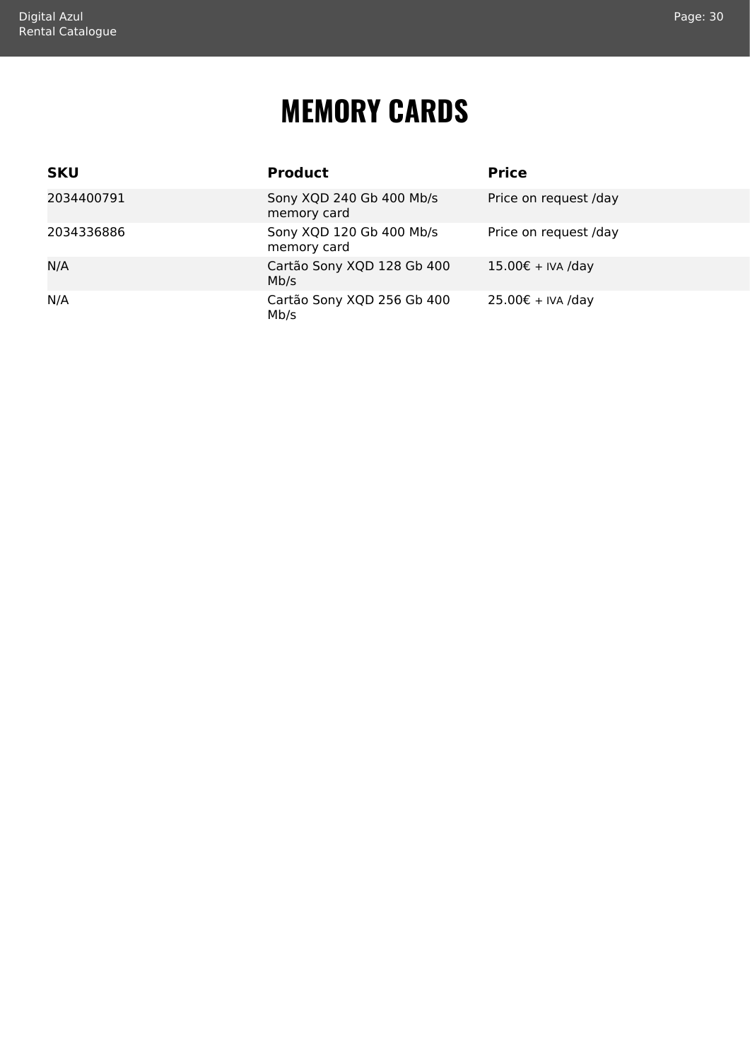# MEMORY CARDS

| SKU | Product | Price |
|---|---|---|
| 2034400791 | Sony XQD 240 Gb 400 Mb/s memory card | Price on request /day |
| 2034336886 | Sony XQD 120 Gb 400 Mb/s memory card | Price on request /day |
| N/A | Cartão Sony XQD 128 Gb 400 Mb/s | 15.00€ + IVA /day |
| N/A | Cartão Sony XQD 256 Gb 400 Mb/s | 25.00€ + IVA /day |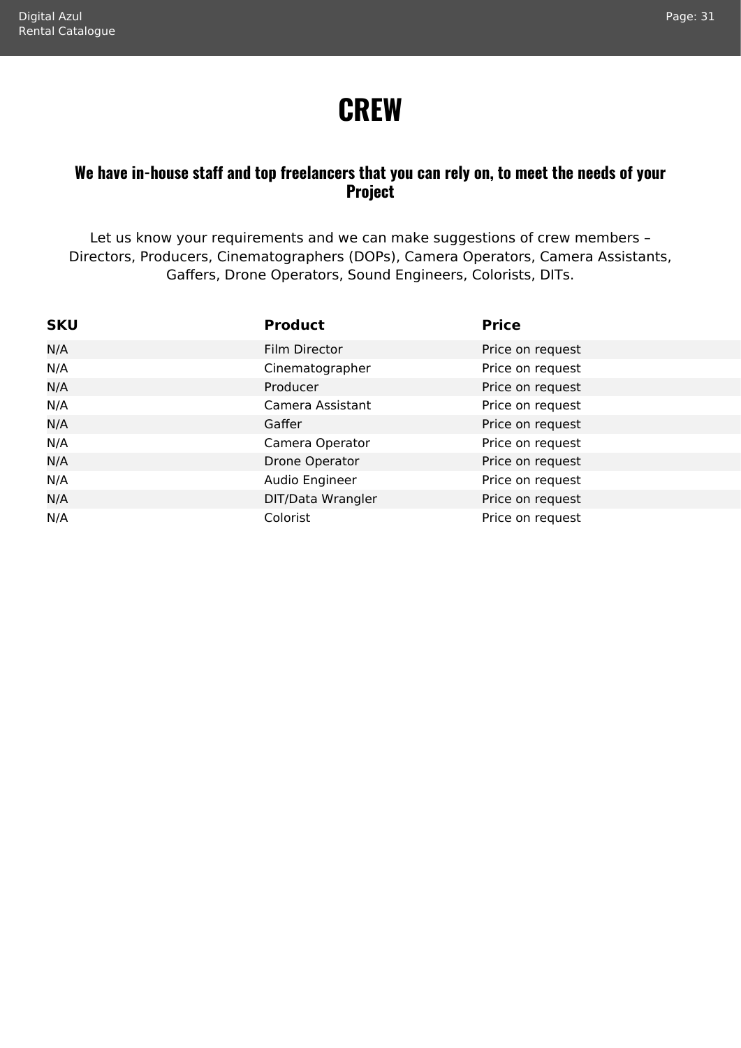# CREW

### We have in-house staff and top freelancers that you can rely on, to meet the needs of your Project

Let us know your requirements and we can make suggestions of crew members – Directors, Producers, Cinematographers (DOPs), Camera Operators, Camera Assistants, Gaffers, Drone Operators, Sound Engineers, Colorists, DITs.

| SKU | Product | Price |
|---|---|---|
| N/A | Film Director | Price on request |
| N/A | Cinematographer | Price on request |
| N/A | Producer | Price on request |
| N/A | Camera Assistant | Price on request |
| N/A | Gaffer | Price on request |
| N/A | Camera Operator | Price on request |
| N/A | Drone Operator | Price on request |
| N/A | Audio Engineer | Price on request |
| N/A | DIT/Data Wrangler | Price on request |
| N/A | Colorist | Price on request |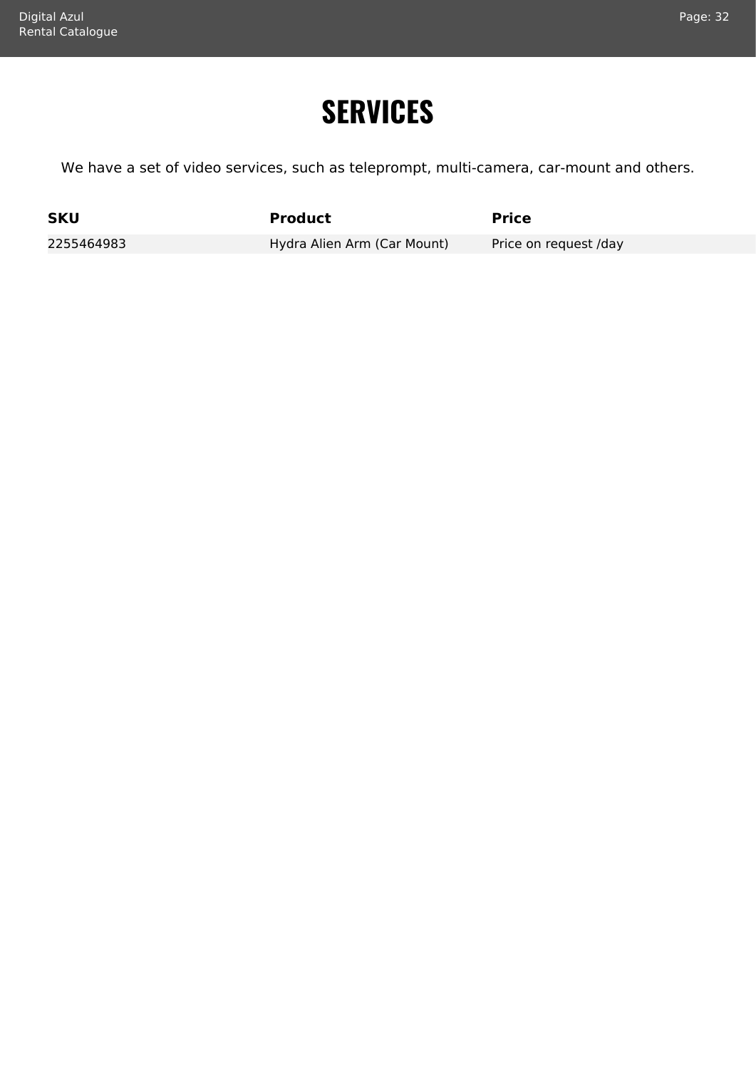# SERVICES

We have a set of video services, such as teleprompt, multi-camera, car-mount and others.

| SKU | Product | Price |
| --- | --- | --- |
| 2255464983 | Hydra Alien Arm (Car Mount) | Price on request /day |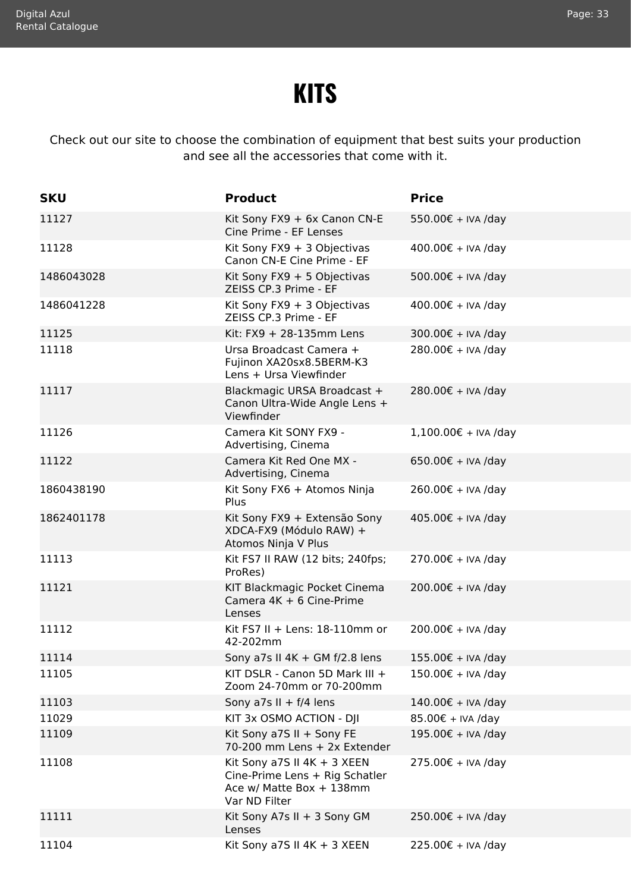# KITS

Check out our site to choose the combination of equipment that best suits your production and see all the accessories that come with it.

| SKU | Product | Price |
|---|---|---|
| 11127 | Kit Sony FX9 + 6x Canon CN-E Cine Prime - EF Lenses | 550.00€ + IVA /day |
| 11128 | Kit Sony FX9 + 3 Objectivas Canon CN-E Cine Prime - EF | 400.00€ + IVA /day |
| 1486043028 | Kit Sony FX9 + 5 Objectivas ZEISS CP.3 Prime - EF | 500.00€ + IVA /day |
| 1486041228 | Kit Sony FX9 + 3 Objectivas ZEISS CP.3 Prime - EF | 400.00€ + IVA /day |
| 11125 | Kit: FX9 + 28-135mm Lens | 300.00€ + IVA /day |
| 11118 | Ursa Broadcast Camera + Fujinon XA20sx8.5BERM-K3 Lens + Ursa Viewfinder | 280.00€ + IVA /day |
| 11117 | Blackmagic URSA Broadcast + Canon Ultra-Wide Angle Lens + Viewfinder | 280.00€ + IVA /day |
| 11126 | Camera Kit SONY FX9 - Advertising, Cinema | 1,100.00€ + IVA /day |
| 11122 | Camera Kit Red One MX - Advertising, Cinema | 650.00€ + IVA /day |
| 1860438190 | Kit Sony FX6 + Atomos Ninja Plus | 260.00€ + IVA /day |
| 1862401178 | Kit Sony FX9 + Extensão Sony XDCA-FX9 (Módulo RAW) + Atomos Ninja V Plus | 405.00€ + IVA /day |
| 11113 | Kit FS7 II RAW (12 bits; 240fps; ProRes) | 270.00€ + IVA /day |
| 11121 | KIT Blackmagic Pocket Cinema Camera 4K + 6 Cine-Prime Lenses | 200.00€ + IVA /day |
| 11112 | Kit FS7 II + Lens: 18-110mm or 42-202mm | 200.00€ + IVA /day |
| 11114 | Sony a7s II 4K + GM f/2.8 lens | 155.00€ + IVA /day |
| 11105 | KIT DSLR - Canon 5D Mark III + Zoom 24-70mm or 70-200mm | 150.00€ + IVA /day |
| 11103 | Sony a7s II + f/4 lens | 140.00€ + IVA /day |
| 11029 | KIT 3x OSMO ACTION - DJI | 85.00€ + IVA /day |
| 11109 | Kit Sony a7S II + Sony FE 70-200 mm Lens + 2x Extender | 195.00€ + IVA /day |
| 11108 | Kit Sony a7S II 4K + 3 XEEN Cine-Prime Lens + Rig Schatler Ace w/ Matte Box + 138mm Var ND Filter | 275.00€ + IVA /day |
| 11111 | Kit Sony A7s II + 3 Sony GM Lenses | 250.00€ + IVA /day |
| 11104 | Kit Sony a7S II 4K + 3 XEEN | 225.00€ + IVA /day |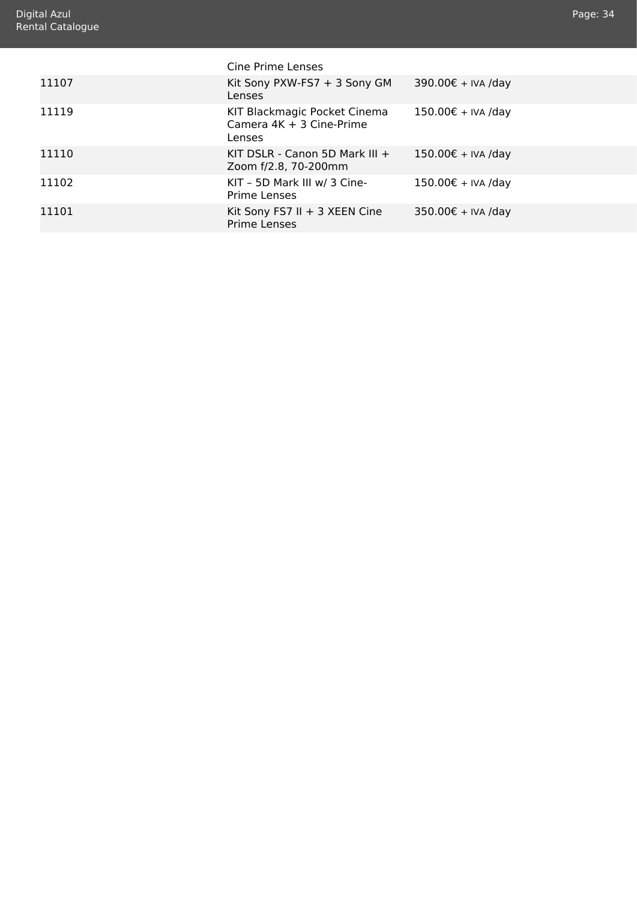| | | |
|---|---|---|
| | Cine Prime Lenses | |
| 11107 | Kit Sony PXW-FS7 + 3 Sony GM Lenses | 390.00€ + IVA /day |
| 11119 | KIT Blackmagic Pocket Cinema Camera 4K + 3 Cine-Prime Lenses | 150.00€ + IVA /day |
| 11110 | KIT DSLR - Canon 5D Mark III + Zoom f/2.8, 70-200mm | 150.00€ + IVA /day |
| 11102 | KIT – 5D Mark III w/ 3 Cine-Prime Lenses | 150.00€ + IVA /day |
| 11101 | Kit Sony FS7 II + 3 XEEN Cine Prime Lenses | 350.00€ + IVA /day |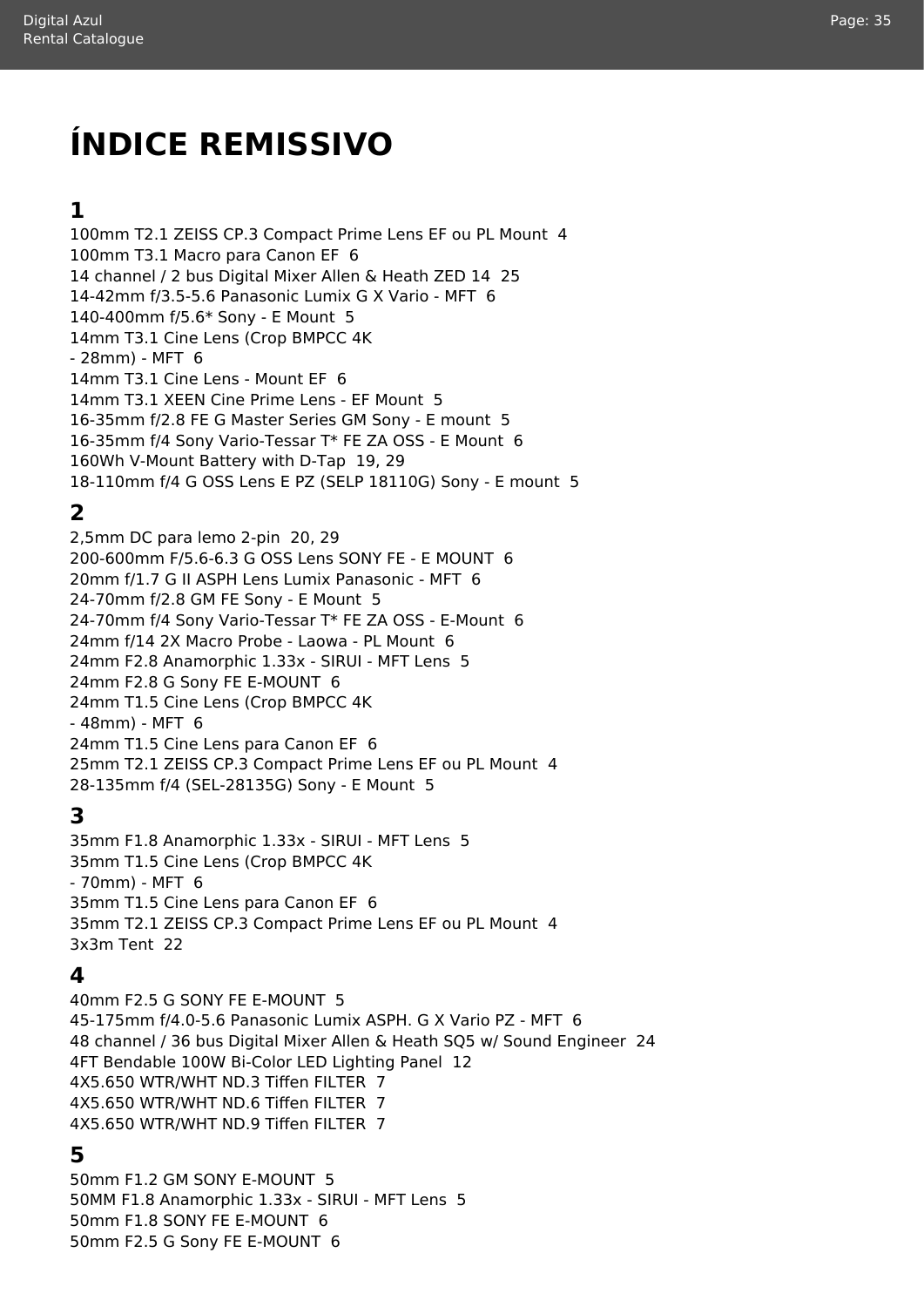# ÍNDICE REMISSIVO

## 1

100mm T2.1 ZEISS CP.3 Compact Prime Lens EF ou PL Mount 4
100mm T3.1 Macro para Canon EF 6
14 channel / 2 bus Digital Mixer Allen & Heath ZED 14 25
14-42mm f/3.5-5.6 Panasonic Lumix G X Vario - MFT 6
140-400mm f/5.6* Sony - E Mount 5
14mm T3.1 Cine Lens (Crop BMPCC 4K
- 28mm) - MFT 6
14mm T3.1 Cine Lens - Mount EF 6
14mm T3.1 XEEN Cine Prime Lens - EF Mount 5
16-35mm f/2.8 FE G Master Series GM Sony - E mount 5
16-35mm f/4 Sony Vario-Tessar T* FE ZA OSS - E Mount 6
160Wh V-Mount Battery with D-Tap 19, 29
18-110mm f/4 G OSS Lens E PZ (SELP 18110G) Sony - E mount 5

## 2

2,5mm DC para lemo 2-pin 20, 29
200-600mm F/5.6-6.3 G OSS Lens SONY FE - E MOUNT 6
20mm f/1.7 G II ASPH Lens Lumix Panasonic - MFT 6
24-70mm f/2.8 GM FE Sony - E Mount 5
24-70mm f/4 Sony Vario-Tessar T* FE ZA OSS - E-Mount 6
24mm f/14 2X Macro Probe - Laowa - PL Mount 6
24mm F2.8 Anamorphic 1.33x - SIRUI - MFT Lens 5
24mm F2.8 G Sony FE E-MOUNT 6
24mm T1.5 Cine Lens (Crop BMPCC 4K
- 48mm) - MFT 6
24mm T1.5 Cine Lens para Canon EF 6
25mm T2.1 ZEISS CP.3 Compact Prime Lens EF ou PL Mount 4
28-135mm f/4 (SEL-28135G) Sony - E Mount 5

## 3

35mm F1.8 Anamorphic 1.33x - SIRUI - MFT Lens 5
35mm T1.5 Cine Lens (Crop BMPCC 4K
- 70mm) - MFT 6
35mm T1.5 Cine Lens para Canon EF 6
35mm T2.1 ZEISS CP.3 Compact Prime Lens EF ou PL Mount 4
3x3m Tent 22

## 4

40mm F2.5 G SONY FE E-MOUNT 5
45-175mm f/4.0-5.6 Panasonic Lumix ASPH. G X Vario PZ - MFT 6
48 channel / 36 bus Digital Mixer Allen & Heath SQ5 w/ Sound Engineer 24
4FT Bendable 100W Bi-Color LED Lighting Panel 12
4X5.650 WTR/WHT ND.3 Tiffen FILTER 7
4X5.650 WTR/WHT ND.6 Tiffen FILTER 7
4X5.650 WTR/WHT ND.9 Tiffen FILTER 7

## 5

50mm F1.2 GM SONY E-MOUNT 5
50MM F1.8 Anamorphic 1.33x - SIRUI - MFT Lens 5
50mm F1.8 SONY FE E-MOUNT 6
50mm F2.5 G Sony FE E-MOUNT 6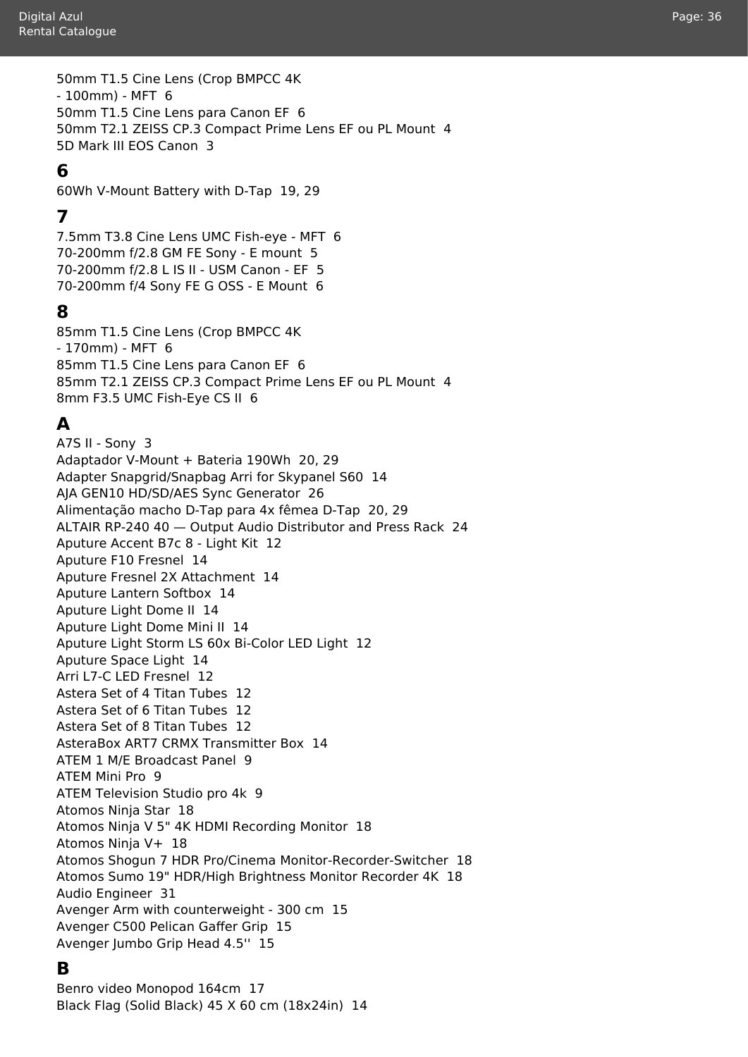50mm T1.5 Cine Lens (Crop BMPCC 4K - 100mm) - MFT  6
50mm T1.5 Cine Lens para Canon EF  6
50mm T2.1 ZEISS CP.3 Compact Prime Lens EF ou PL Mount  4
5D Mark III EOS Canon  3

## 6

60Wh V-Mount Battery with D-Tap  19, 29

## 7

7.5mm T3.8 Cine Lens UMC Fish-eye - MFT  6
70-200mm f/2.8 GM FE Sony - E mount  5
70-200mm f/2.8 L IS II - USM Canon - EF  5
70-200mm f/4 Sony FE G OSS - E Mount  6

## 8

85mm T1.5 Cine Lens (Crop BMPCC 4K - 170mm) - MFT  6
85mm T1.5 Cine Lens para Canon EF  6
85mm T2.1 ZEISS CP.3 Compact Prime Lens EF ou PL Mount  4
8mm F3.5 UMC Fish-Eye CS II  6

## A

A7S II - Sony  3
Adaptador V-Mount + Bateria 190Wh  20, 29
Adapter Snapgrid/Snapbag Arri for Skypanel S60  14
AJA GEN10 HD/SD/AES Sync Generator  26
Alimentação macho D-Tap para 4x fêmea D-Tap  20, 29
ALTAIR RP-240 40 — Output Audio Distributor and Press Rack  24
Aputure Accent B7c 8 - Light Kit  12
Aputure F10 Fresnel  14
Aputure Fresnel 2X Attachment  14
Aputure Lantern Softbox  14
Aputure Light Dome II  14
Aputure Light Dome Mini II  14
Aputure Light Storm LS 60x Bi-Color LED Light  12
Aputure Space Light  14
Arri L7-C LED Fresnel  12
Astera Set of 4 Titan Tubes  12
Astera Set of 6 Titan Tubes  12
Astera Set of 8 Titan Tubes  12
AsteraBox ART7 CRMX Transmitter Box  14
ATEM 1 M/E Broadcast Panel  9
ATEM Mini Pro  9
ATEM Television Studio pro 4k  9
Atomos Ninja Star  18
Atomos Ninja V 5" 4K HDMI Recording Monitor  18
Atomos Ninja V+  18
Atomos Shogun 7 HDR Pro/Cinema Monitor-Recorder-Switcher  18
Atomos Sumo 19" HDR/High Brightness Monitor Recorder 4K  18
Audio Engineer  31
Avenger Arm with counterweight - 300 cm  15
Avenger C500 Pelican Gaffer Grip  15
Avenger Jumbo Grip Head 4.5''  15

## B

Benro video Monopod 164cm  17
Black Flag (Solid Black) 45 X 60 cm (18x24in)  14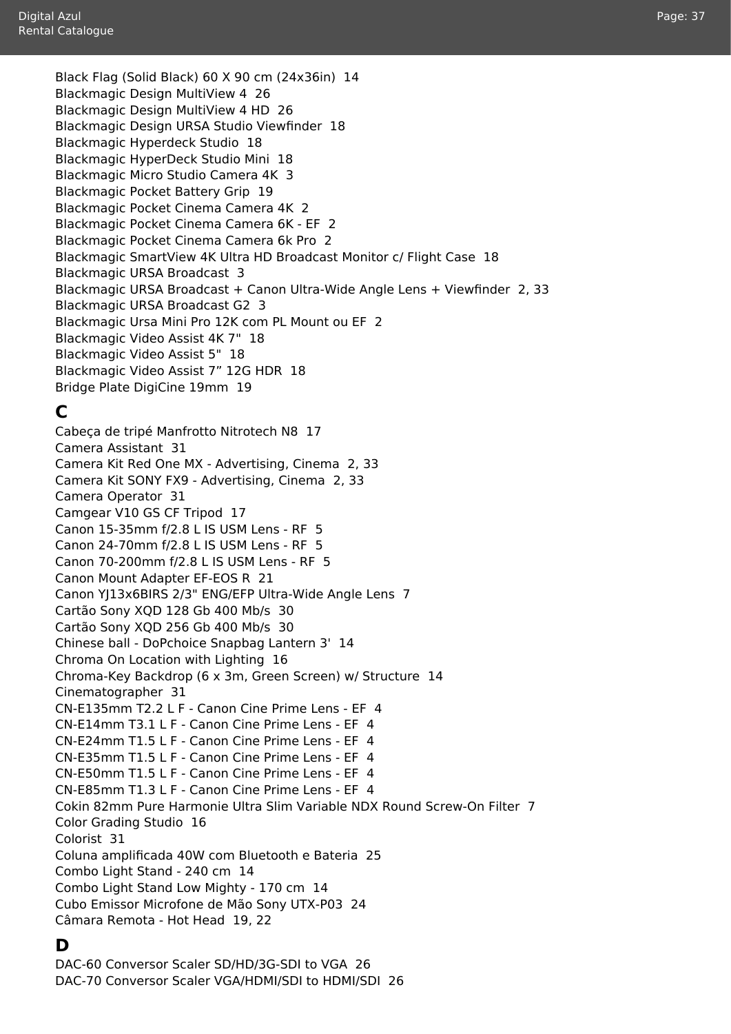Black Flag (Solid Black) 60 X 90 cm (24x36in)  14
Blackmagic Design MultiView 4  26
Blackmagic Design MultiView 4 HD  26
Blackmagic Design URSA Studio Viewfinder  18
Blackmagic Hyperdeck Studio  18
Blackmagic HyperDeck Studio Mini  18
Blackmagic Micro Studio Camera 4K  3
Blackmagic Pocket Battery Grip  19
Blackmagic Pocket Cinema Camera 4K  2
Blackmagic Pocket Cinema Camera 6K - EF  2
Blackmagic Pocket Cinema Camera 6k Pro  2
Blackmagic SmartView 4K Ultra HD Broadcast Monitor c/ Flight Case  18
Blackmagic URSA Broadcast  3
Blackmagic URSA Broadcast + Canon Ultra-Wide Angle Lens + Viewfinder  2, 33
Blackmagic URSA Broadcast G2  3
Blackmagic Ursa Mini Pro 12K com PL Mount ou EF  2
Blackmagic Video Assist 4K 7"  18
Blackmagic Video Assist 5"  18
Blackmagic Video Assist 7” 12G HDR  18
Bridge Plate DigiCine 19mm  19

## C

Cabeça de tripé Manfrotto Nitrotech N8  17
Camera Assistant  31
Camera Kit Red One MX - Advertising, Cinema  2, 33
Camera Kit SONY FX9 - Advertising, Cinema  2, 33
Camera Operator  31
Camgear V10 GS CF Tripod  17
Canon 15-35mm f/2.8 L IS USM Lens - RF  5
Canon 24-70mm f/2.8 L IS USM Lens - RF  5
Canon 70-200mm f/2.8 L IS USM Lens - RF  5
Canon Mount Adapter EF-EOS R  21
Canon YJ13x6BIRS 2/3" ENG/EFP Ultra-Wide Angle Lens  7
Cartão Sony XQD 128 Gb 400 Mb/s  30
Cartão Sony XQD 256 Gb 400 Mb/s  30
Chinese ball - DoPchoice Snapbag Lantern 3'  14
Chroma On Location with Lighting  16
Chroma-Key Backdrop (6 x 3m, Green Screen) w/ Structure  14
Cinematographer  31
CN-E135mm T2.2 L F - Canon Cine Prime Lens - EF  4
CN-E14mm T3.1 L F - Canon Cine Prime Lens - EF  4
CN-E24mm T1.5 L F - Canon Cine Prime Lens - EF  4
CN-E35mm T1.5 L F - Canon Cine Prime Lens - EF  4
CN-E50mm T1.5 L F - Canon Cine Prime Lens - EF  4
CN-E85mm T1.3 L F - Canon Cine Prime Lens - EF  4
Cokin 82mm Pure Harmonie Ultra Slim Variable NDX Round Screw-On Filter  7
Color Grading Studio  16
Colorist  31
Coluna amplificada 40W com Bluetooth e Bateria  25
Combo Light Stand - 240 cm  14
Combo Light Stand Low Mighty - 170 cm  14
Cubo Emissor Microfone de Mão Sony UTX-P03  24
Câmara Remota - Hot Head  19, 22

## D

DAC-60 Conversor Scaler SD/HD/3G-SDI to VGA  26
DAC-70 Conversor Scaler VGA/HDMI/SDI to HDMI/SDI  26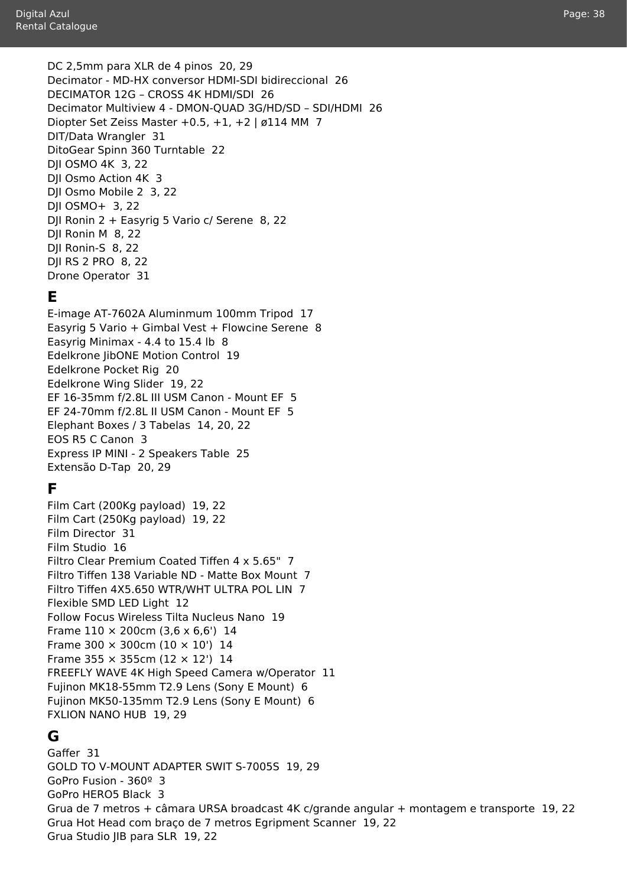DC 2,5mm para XLR de 4 pinos  20, 29
Decimator - MD-HX conversor HDMI-SDI bidireccional  26
DECIMATOR 12G – CROSS 4K HDMI/SDI  26
Decimator Multiview 4 - DMON-QUAD 3G/HD/SD – SDI/HDMI  26
Diopter Set Zeiss Master +0.5, +1, +2 | ø114 MM  7
DIT/Data Wrangler  31
DitoGear Spinn 360 Turntable  22
DJI OSMO 4K  3, 22
DJI Osmo Action 4K  3
DJI Osmo Mobile 2  3, 22
DJI OSMO+  3, 22
DJI Ronin 2 + Easyrig 5 Vario c/ Serene  8, 22
DJI Ronin M  8, 22
DJI Ronin-S  8, 22
DJI RS 2 PRO  8, 22
Drone Operator  31

## E

E-image AT-7602A Aluminmum 100mm Tripod  17
Easyrig 5 Vario + Gimbal Vest + Flowcine Serene  8
Easyrig Minimax - 4.4 to 15.4 lb  8
Edelkrone JibONE Motion Control  19
Edelkrone Pocket Rig  20
Edelkrone Wing Slider  19, 22
EF 16-35mm f/2.8L III USM Canon - Mount EF  5
EF 24-70mm f/2.8L II USM Canon - Mount EF  5
Elephant Boxes / 3 Tabelas  14, 20, 22
EOS R5 C Canon  3
Express IP MINI - 2 Speakers Table  25
Extensão D-Tap  20, 29

## F

Film Cart (200Kg payload)  19, 22
Film Cart (250Kg payload)  19, 22
Film Director  31
Film Studio  16
Filtro Clear Premium Coated Tiffen 4 x 5.65"  7
Filtro Tiffen 138 Variable ND - Matte Box Mount  7
Filtro Tiffen 4X5.650 WTR/WHT ULTRA POL LIN  7
Flexible SMD LED Light  12
Follow Focus Wireless Tilta Nucleus Nano  19
Frame 110 × 200cm (3,6 x 6,6')  14
Frame 300 × 300cm (10 × 10')  14
Frame 355 × 355cm (12 × 12')  14
FREEFLY WAVE 4K High Speed Camera w/Operator  11
Fujinon MK18-55mm T2.9 Lens (Sony E Mount)  6
Fujinon MK50-135mm T2.9 Lens (Sony E Mount)  6
FXLION NANO HUB  19, 29

## G

Gaffer  31
GOLD TO V-MOUNT ADAPTER SWIT S-7005S  19, 29
GoPro Fusion - 360º  3
GoPro HERO5 Black  3
Grua de 7 metros + câmara URSA broadcast 4K c/grande angular + montagem e transporte  19, 22
Grua Hot Head com braço de 7 metros Egripment Scanner  19, 22
Grua Studio JIB para SLR  19, 22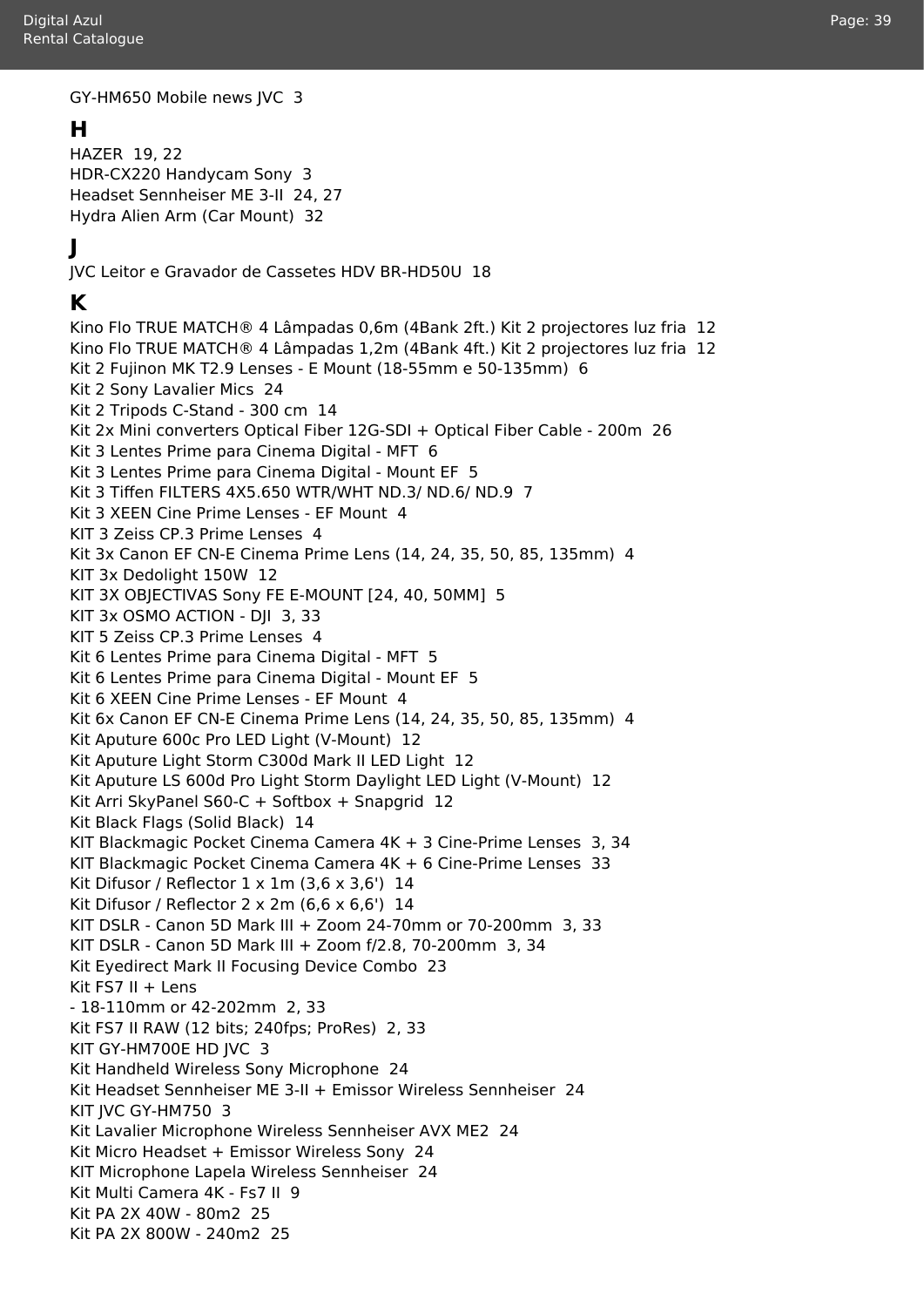GY-HM650 Mobile news JVC  3

## H

HAZER  19, 22
HDR-CX220 Handycam Sony  3
Headset Sennheiser ME 3-II  24, 27
Hydra Alien Arm (Car Mount)  32

## J

JVC Leitor e Gravador de Cassetes HDV BR-HD50U  18

## K

Kino Flo TRUE MATCH® 4 Lâmpadas 0,6m (4Bank 2ft.) Kit 2 projectores luz fria  12
Kino Flo TRUE MATCH® 4 Lâmpadas 1,2m (4Bank 4ft.) Kit 2 projectores luz fria  12
Kit 2 Fujinon MK T2.9 Lenses - E Mount (18-55mm e 50-135mm)  6
Kit 2 Sony Lavalier Mics  24
Kit 2 Tripods C-Stand - 300 cm  14
Kit 2x Mini converters Optical Fiber 12G-SDI + Optical Fiber Cable - 200m  26
Kit 3 Lentes Prime para Cinema Digital - MFT  6
Kit 3 Lentes Prime para Cinema Digital - Mount EF  5
Kit 3 Tiffen FILTERS 4X5.650 WTR/WHT ND.3/ ND.6/ ND.9  7
Kit 3 XEEN Cine Prime Lenses - EF Mount  4
KIT 3 Zeiss CP.3 Prime Lenses  4
Kit 3x Canon EF CN-E Cinema Prime Lens (14, 24, 35, 50, 85, 135mm)  4
KIT 3x Dedolight 150W  12
KIT 3X OBJECTIVAS Sony FE E-MOUNT [24, 40, 50MM]  5
KIT 3x OSMO ACTION - DJI  3, 33
KIT 5 Zeiss CP.3 Prime Lenses  4
Kit 6 Lentes Prime para Cinema Digital - MFT  5
Kit 6 Lentes Prime para Cinema Digital - Mount EF  5
Kit 6 XEEN Cine Prime Lenses - EF Mount  4
Kit 6x Canon EF CN-E Cinema Prime Lens (14, 24, 35, 50, 85, 135mm)  4
Kit Aputure 600c Pro LED Light (V-Mount)  12
Kit Aputure Light Storm C300d Mark II LED Light  12
Kit Aputure LS 600d Pro Light Storm Daylight LED Light (V-Mount)  12
Kit Arri SkyPanel S60-C + Softbox + Snapgrid  12
Kit Black Flags (Solid Black)  14
KIT Blackmagic Pocket Cinema Camera 4K + 3 Cine-Prime Lenses  3, 34
KIT Blackmagic Pocket Cinema Camera 4K + 6 Cine-Prime Lenses  33
Kit Difusor / Reflector 1 x 1m (3,6 x 3,6')  14
Kit Difusor / Reflector 2 x 2m (6,6 x 6,6')  14
KIT DSLR - Canon 5D Mark III + Zoom 24-70mm or 70-200mm  3, 33
KIT DSLR - Canon 5D Mark III + Zoom f/2.8, 70-200mm  3, 34
Kit Eyedirect Mark II Focusing Device Combo  23
Kit FS7 II + Lens
- 18-110mm or 42-202mm  2, 33
Kit FS7 II RAW (12 bits; 240fps; ProRes)  2, 33
KIT GY-HM700E HD JVC  3
Kit Handheld Wireless Sony Microphone  24
Kit Headset Sennheiser ME 3-II + Emissor Wireless Sennheiser  24
KIT JVC GY-HM750  3
Kit Lavalier Microphone Wireless Sennheiser AVX ME2  24
Kit Micro Headset + Emissor Wireless Sony  24
KIT Microphone Lapela Wireless Sennheiser  24
Kit Multi Camera 4K - Fs7 II  9
Kit PA 2X 40W - 80m2  25
Kit PA 2X 800W - 240m2  25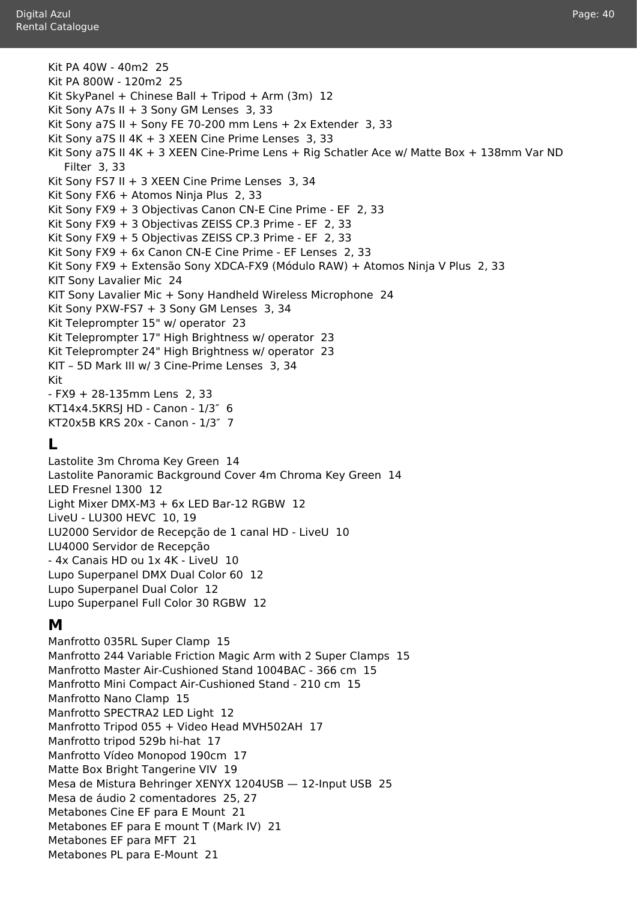Kit PA 40W - 40m2  25
Kit PA 800W - 120m2  25
Kit SkyPanel + Chinese Ball + Tripod + Arm (3m)  12
Kit Sony A7s II + 3 Sony GM Lenses  3, 33
Kit Sony a7S II + Sony FE 70-200 mm Lens + 2x Extender  3, 33
Kit Sony a7S II 4K + 3 XEEN Cine Prime Lenses  3, 33
Kit Sony a7S II 4K + 3 XEEN Cine-Prime Lens + Rig Schatler Ace w/ Matte Box + 138mm Var ND Filter  3, 33
Kit Sony FS7 II + 3 XEEN Cine Prime Lenses  3, 34
Kit Sony FX6 + Atomos Ninja Plus  2, 33
Kit Sony FX9 + 3 Objectivas Canon CN-E Cine Prime - EF  2, 33
Kit Sony FX9 + 3 Objectivas ZEISS CP.3 Prime - EF  2, 33
Kit Sony FX9 + 5 Objectivas ZEISS CP.3 Prime - EF  2, 33
Kit Sony FX9 + 6x Canon CN-E Cine Prime - EF Lenses  2, 33
Kit Sony FX9 + Extensão Sony XDCA-FX9 (Módulo RAW) + Atomos Ninja V Plus  2, 33
KIT Sony Lavalier Mic  24
KIT Sony Lavalier Mic + Sony Handheld Wireless Microphone  24
Kit Sony PXW-FS7 + 3 Sony GM Lenses  3, 34
Kit Teleprompter 15" w/ operator  23
Kit Teleprompter 17" High Brightness w/ operator  23
Kit Teleprompter 24" High Brightness w/ operator  23
KIT – 5D Mark III w/ 3 Cine-Prime Lenses  3, 34
Kit
- FX9 + 28-135mm Lens  2, 33
KT14x4.5KRSJ HD - Canon - 1/3″  6
KT20x5B KRS 20x - Canon - 1/3″  7

## L

Lastolite 3m Chroma Key Green  14
Lastolite Panoramic Background Cover 4m Chroma Key Green  14
LED Fresnel 1300  12
Light Mixer DMX-M3 + 6x LED Bar-12 RGBW  12
LiveU - LU300 HEVC  10, 19
LU2000 Servidor de Recepção de 1 canal HD - LiveU  10
LU4000 Servidor de Recepção
- 4x Canais HD ou 1x 4K - LiveU  10
Lupo Superpanel DMX Dual Color 60  12
Lupo Superpanel Dual Color  12
Lupo Superpanel Full Color 30 RGBW  12

## M

Manfrotto 035RL Super Clamp  15
Manfrotto 244 Variable Friction Magic Arm with 2 Super Clamps  15
Manfrotto Master Air-Cushioned Stand 1004BAC - 366 cm  15
Manfrotto Mini Compact Air-Cushioned Stand - 210 cm  15
Manfrotto Nano Clamp  15
Manfrotto SPECTRA2 LED Light  12
Manfrotto Tripod 055 + Video Head MVH502AH  17
Manfrotto tripod 529b hi-hat  17
Manfrotto Vídeo Monopod 190cm  17
Matte Box Bright Tangerine VIV  19
Mesa de Mistura Behringer XENYX 1204USB — 12-Input USB  25
Mesa de áudio 2 comentadores  25, 27
Metabones Cine EF para E Mount  21
Metabones EF para E mount T (Mark IV)  21
Metabones EF para MFT  21
Metabones PL para E-Mount  21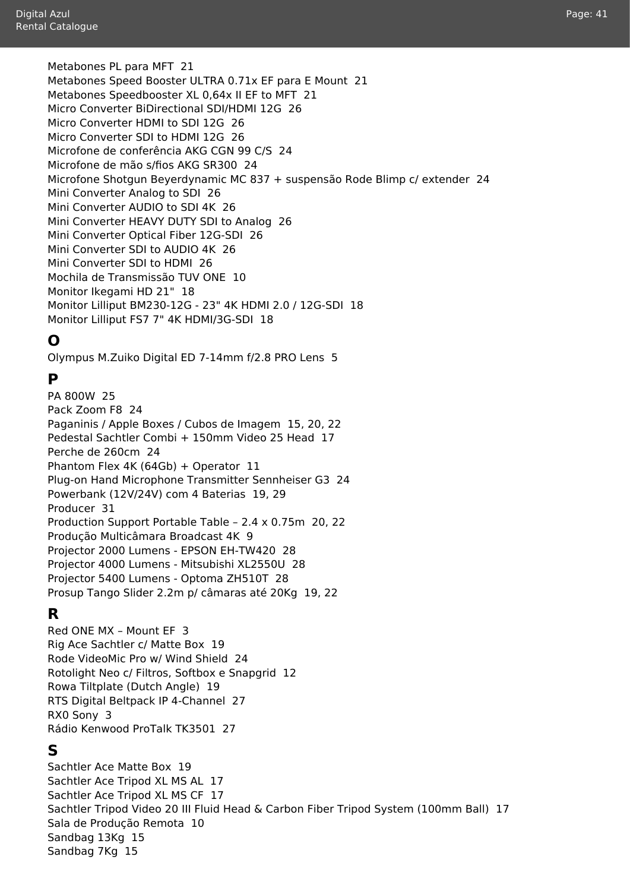Metabones PL para MFT 21
Metabones Speed Booster ULTRA 0.71x EF para E Mount 21
Metabones Speedbooster XL 0,64x II EF to MFT 21
Micro Converter BiDirectional SDI/HDMI 12G 26
Micro Converter HDMI to SDI 12G 26
Micro Converter SDI to HDMI 12G 26
Microfone de conferência AKG CGN 99 C/S 24
Microfone de mão s/fios AKG SR300 24
Microfone Shotgun Beyerdynamic MC 837 + suspensão Rode Blimp c/ extender 24
Mini Converter Analog to SDI 26
Mini Converter AUDIO to SDI 4K 26
Mini Converter HEAVY DUTY SDI to Analog 26
Mini Converter Optical Fiber 12G-SDI 26
Mini Converter SDI to AUDIO 4K 26
Mini Converter SDI to HDMI 26
Mochila de Transmissão TUV ONE 10
Monitor Ikegami HD 21" 18
Monitor Lilliput BM230-12G - 23" 4K HDMI 2.0 / 12G-SDI 18
Monitor Lilliput FS7 7" 4K HDMI/3G-SDI 18

## O

Olympus M.Zuiko Digital ED 7-14mm f/2.8 PRO Lens 5

## P

PA 800W 25
Pack Zoom F8 24
Paganinis / Apple Boxes / Cubos de Imagem 15, 20, 22
Pedestal Sachtler Combi + 150mm Video 25 Head 17
Perche de 260cm 24
Phantom Flex 4K (64Gb) + Operator 11
Plug-on Hand Microphone Transmitter Sennheiser G3 24
Powerbank (12V/24V) com 4 Baterias 19, 29
Producer 31
Production Support Portable Table – 2.4 x 0.75m 20, 22
Produção Multicâmara Broadcast 4K 9
Projector 2000 Lumens - EPSON EH-TW420 28
Projector 4000 Lumens - Mitsubishi XL2550U 28
Projector 5400 Lumens - Optoma ZH510T 28
Prosup Tango Slider 2.2m p/ câmaras até 20Kg 19, 22

## R

Red ONE MX – Mount EF 3
Rig Ace Sachtler c/ Matte Box 19
Rode VideoMic Pro w/ Wind Shield 24
Rotolight Neo c/ Filtros, Softbox e Snapgrid 12
Rowa Tiltplate (Dutch Angle) 19
RTS Digital Beltpack IP 4-Channel 27
RX0 Sony 3
Rádio Kenwood ProTalk TK3501 27

## S

Sachtler Ace Matte Box 19
Sachtler Ace Tripod XL MS AL 17
Sachtler Ace Tripod XL MS CF 17
Sachtler Tripod Video 20 III Fluid Head & Carbon Fiber Tripod System (100mm Ball) 17
Sala de Produção Remota 10
Sandbag 13Kg 15
Sandbag 7Kg 15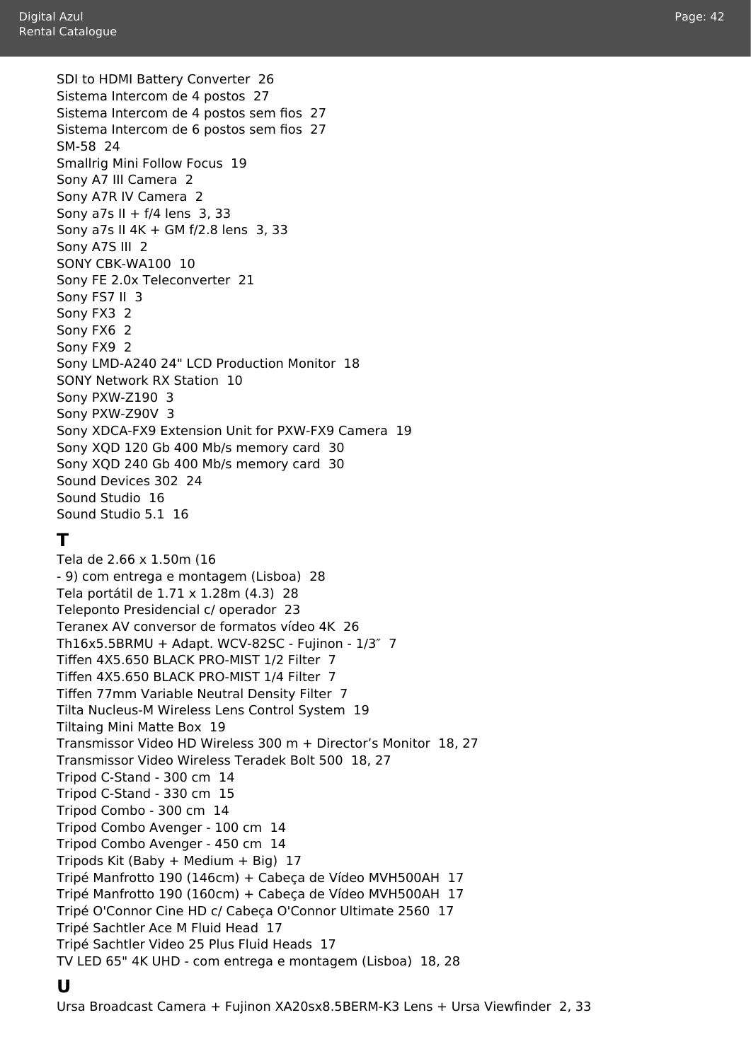SDI to HDMI Battery Converter  26
Sistema Intercom de 4 postos  27
Sistema Intercom de 4 postos sem fios  27
Sistema Intercom de 6 postos sem fios  27
SM-58  24
Smallrig Mini Follow Focus  19
Sony A7 III Camera  2
Sony A7R IV Camera  2
Sony a7s II + f/4 lens  3, 33
Sony a7s II 4K + GM f/2.8 lens  3, 33
Sony A7S III  2
SONY CBK-WA100  10
Sony FE 2.0x Teleconverter  21
Sony FS7 II  3
Sony FX3  2
Sony FX6  2
Sony FX9  2
Sony LMD-A240 24" LCD Production Monitor  18
SONY Network RX Station  10
Sony PXW-Z190  3
Sony PXW-Z90V  3
Sony XDCA-FX9 Extension Unit for PXW-FX9 Camera  19
Sony XQD 120 Gb 400 Mb/s memory card  30
Sony XQD 240 Gb 400 Mb/s memory card  30
Sound Devices 302  24
Sound Studio  16
Sound Studio 5.1  16

## T

Tela de 2.66 x 1.50m (16
- 9) com entrega e montagem (Lisboa)  28
Tela portátil de 1.71 x 1.28m (4.3)  28
Teleponto Presidencial c/ operador  23
Teranex AV conversor de formatos vídeo 4K  26
Th16x5.5BRMU + Adapt. WCV-82SC - Fujinon - 1/3″  7
Tiffen 4X5.650 BLACK PRO-MIST 1/2 Filter  7
Tiffen 4X5.650 BLACK PRO-MIST 1/4 Filter  7
Tiffen 77mm Variable Neutral Density Filter  7
Tilta Nucleus-M Wireless Lens Control System  19
Tiltaing Mini Matte Box  19
Transmissor Video HD Wireless 300 m + Director's Monitor  18, 27
Transmissor Video Wireless Teradek Bolt 500  18, 27
Tripod C-Stand - 300 cm  14
Tripod C-Stand - 330 cm  15
Tripod Combo - 300 cm  14
Tripod Combo Avenger - 100 cm  14
Tripod Combo Avenger - 450 cm  14
Tripods Kit (Baby + Medium + Big)  17
Tripé Manfrotto 190 (146cm) + Cabeça de Vídeo MVH500AH  17
Tripé Manfrotto 190 (160cm) + Cabeça de Vídeo MVH500AH  17
Tripé O'Connor Cine HD c/ Cabeça O'Connor Ultimate 2560  17
Tripé Sachtler Ace M Fluid Head  17
Tripé Sachtler Video 25 Plus Fluid Heads  17
TV LED 65" 4K UHD - com entrega e montagem (Lisboa)  18, 28

## U

Ursa Broadcast Camera + Fujinon XA20sx8.5BERM-K3 Lens + Ursa Viewfinder  2, 33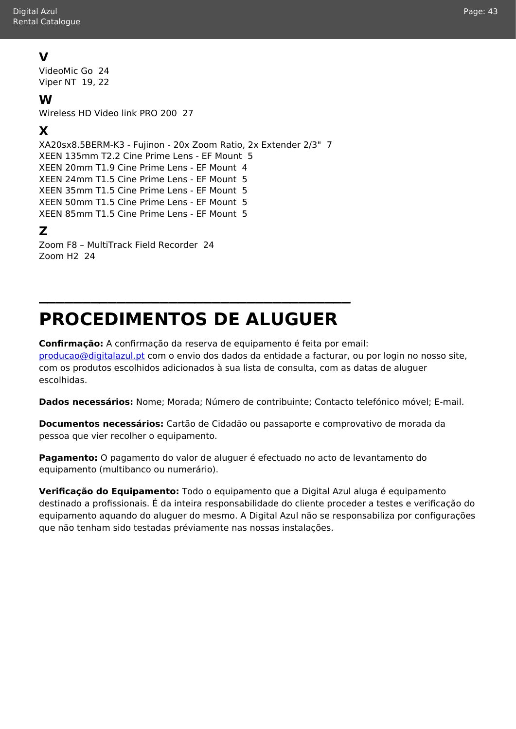## V

VideoMic Go  24
Viper NT  19, 22

## W

Wireless HD Video link PRO 200  27

## X

XA20sx8.5BERM-K3 - Fujinon - 20x Zoom Ratio, 2x Extender 2/3"  7
XEEN 135mm T2.2 Cine Prime Lens - EF Mount  5
XEEN 20mm T1.9 Cine Prime Lens - EF Mount  4
XEEN 24mm T1.5 Cine Prime Lens - EF Mount  5
XEEN 35mm T1.5 Cine Prime Lens - EF Mount  5
XEEN 50mm T1.5 Cine Prime Lens - EF Mount  5
XEEN 85mm T1.5 Cine Prime Lens - EF Mount  5

## Z

Zoom F8 – MultiTrack Field Recorder  24
Zoom H2  24

---

# PROCEDIMENTOS DE ALUGUER

**Confirmação:** A confirmação da reserva de equipamento é feita por email: producao@digitalazul.pt com o envio dos dados da entidade a facturar, ou por login no nosso site, com os produtos escolhidos adicionados à sua lista de consulta, com as datas de aluguer escolhidas.

**Dados necessários:** Nome; Morada; Número de contribuinte; Contacto telefónico móvel; E-mail.

**Documentos necessários:** Cartão de Cidadão ou passaporte e comprovativo de morada da pessoa que vier recolher o equipamento.

**Pagamento:** O pagamento do valor de aluguer é efectuado no acto de levantamento do equipamento (multibanco ou numerário).

**Verificação do Equipamento:** Todo o equipamento que a Digital Azul aluga é equipamento destinado a profissionais. É da inteira responsabilidade do cliente proceder a testes e verificação do equipamento aquando do aluguer do mesmo. A Digital Azul não se responsabiliza por configurações que não tenham sido testadas préviamente nas nossas instalações.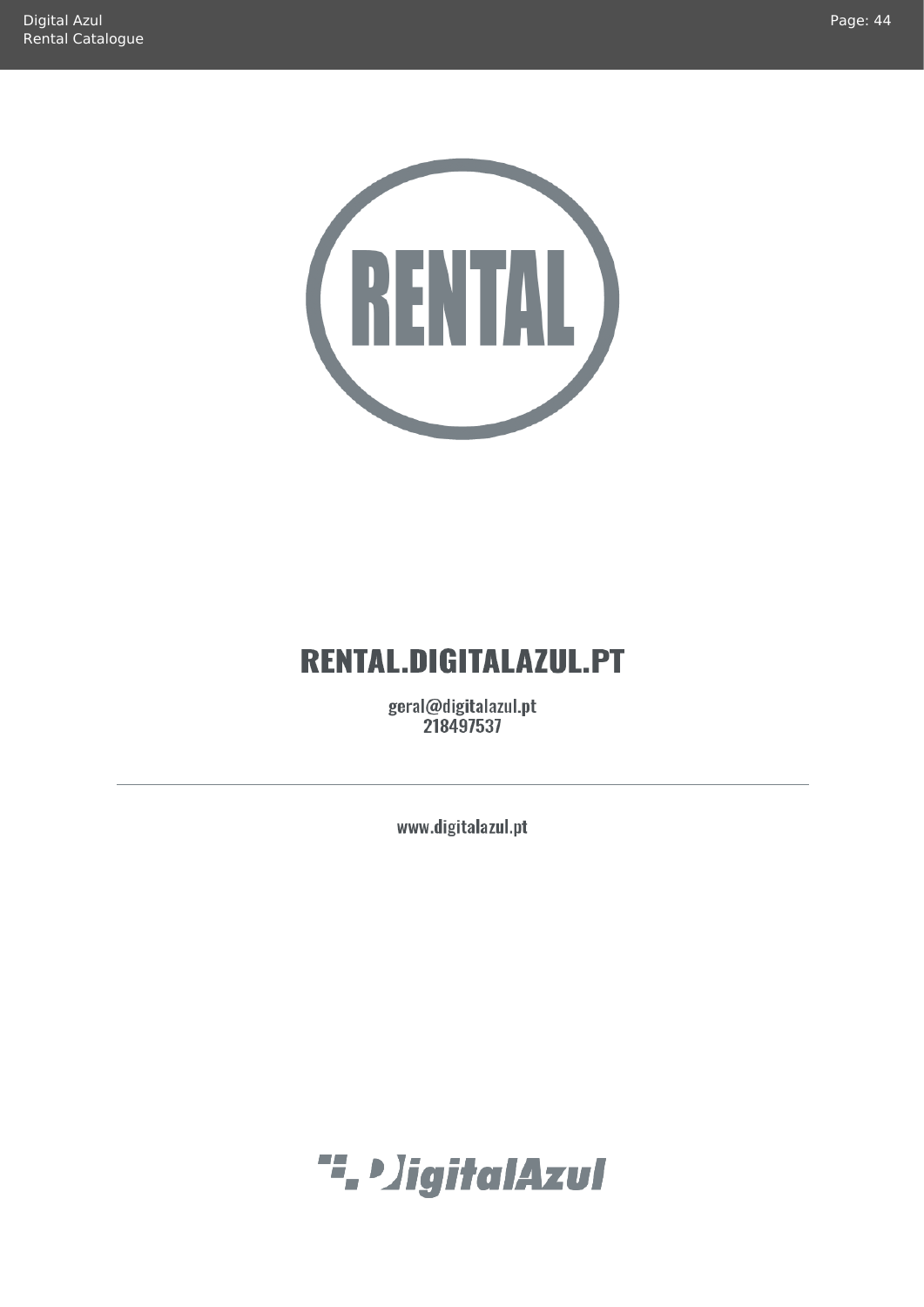RENTAL

# RENTAL.DIGITALAZUL.PT

geral@digitalazul.pt
218497537

---

www.digitalazul.pt

DigitalAzul